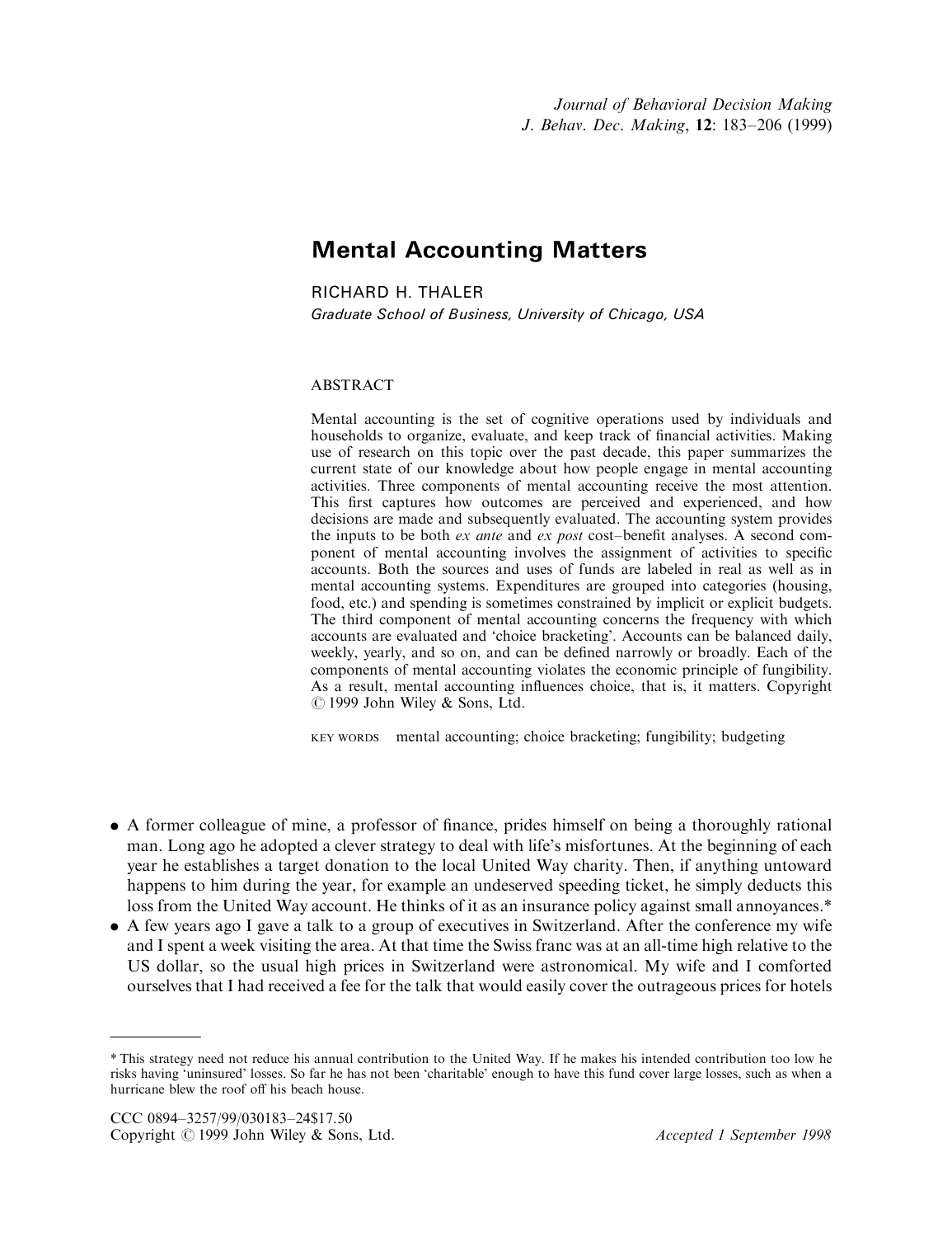# Mental Accounting Matters

RICHARD H. THALER

*Graduate School of Business, University of Chicago, USA*

## ABSTRACT

Mental accounting is the set of cognitive operations used by individuals and households to organize, evaluate, and keep track of financial activities. Making use of research on this topic over the past decade, this paper summarizes the current state of our knowledge about how people engage in mental accounting activities. Three components of mental accounting receive the most attention. This first captures how outcomes are perceived and experienced, and how decisions are made and subsequently evaluated. The accounting system provides the inputs to be both *ex ante* and *ex post* cost–benefit analyses. A second component of mental accounting involves the assignment of activities to specific accounts. Both the sources and uses of funds are labeled in real as well as in mental accounting systems. Expenditures are grouped into categories (housing, food, etc.) and spending is sometimes constrained by implicit or explicit budgets. The third component of mental accounting concerns the frequency with which accounts are evaluated and 'choice bracketing'. Accounts can be balanced daily, weekly, yearly, and so on, and can be defined narrowly or broadly. Each of the components of mental accounting violates the economic principle of fungibility. As a result, mental accounting influences choice, that is, it matters. Copyright © 1999 John Wiley & Sons, Ltd.

KEY WORDS mental accounting; choice bracketing; fungibility; budgeting

- A former colleague of mine, a professor of finance, prides himself on being a thoroughly rational man. Long ago he adopted a clever strategy to deal with life's misfortunes. At the beginning of each year he establishes a target donation to the local United Way charity. Then, if anything untoward happens to him during the year, for example an undeserved speeding ticket, he simply deducts this loss from the United Way account. He thinks of it as an insurance policy against small annoyances.*
- A few years ago I gave a talk to a group of executives in Switzerland. After the conference my wife and I spent a week visiting the area. At that time the Swiss franc was at an all-time high relative to the US dollar, so the usual high prices in Switzerland were astronomical. My wife and I comforted ourselves that I had received a fee for the talk that would easily cover the outrageous prices for hotels

---

* This strategy need not reduce his annual contribution to the United Way. If he makes his intended contribution too low he risks having 'uninsured' losses. So far he has not been 'charitable' enough to have this fund cover large losses, such as when a hurricane blew the roof off his beach house.

CCC 0894–3257/99/030183–24$17.50
Copyright © 1999 John Wiley & Sons, Ltd.

*Accepted 1 September 1998*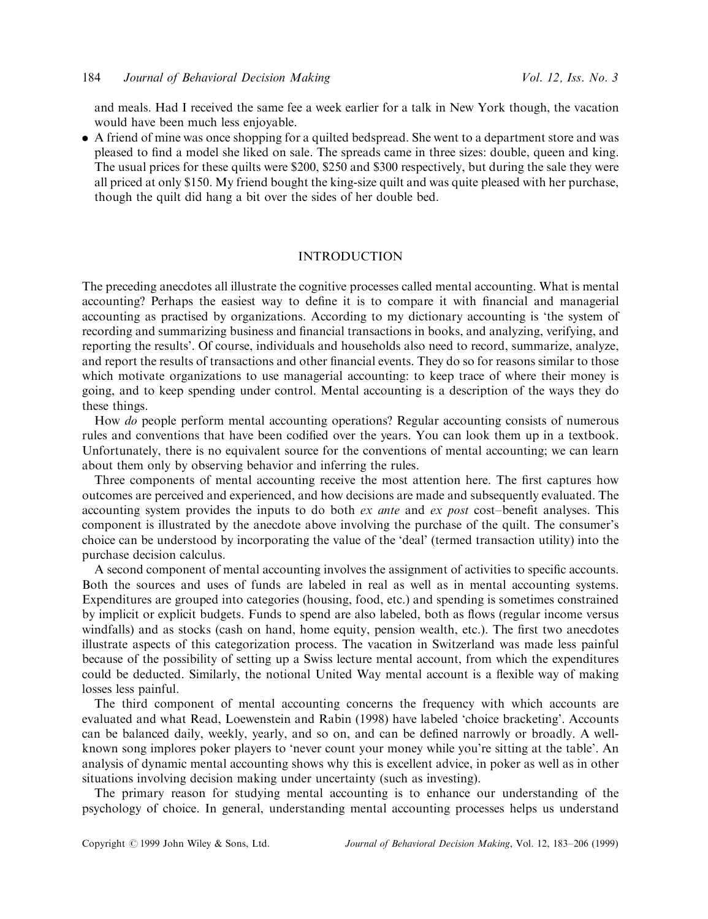and meals. Had I received the same fee a week earlier for a talk in New York though, the vacation would have been much less enjoyable.

- A friend of mine was once shopping for a quilted bedspread. She went to a department store and was pleased to find a model she liked on sale. The spreads came in three sizes: double, queen and king. The usual prices for these quilts were $200, $250 and $300 respectively, but during the sale they were all priced at only $150. My friend bought the king-size quilt and was quite pleased with her purchase, though the quilt did hang a bit over the sides of her double bed.

## INTRODUCTION

The preceding anecdotes all illustrate the cognitive processes called mental accounting. What is mental accounting? Perhaps the easiest way to define it is to compare it with financial and managerial accounting as practised by organizations. According to my dictionary accounting is 'the system of recording and summarizing business and financial transactions in books, and analyzing, verifying, and reporting the results'. Of course, individuals and households also need to record, summarize, analyze, and report the results of transactions and other financial events. They do so for reasons similar to those which motivate organizations to use managerial accounting: to keep trace of where their money is going, and to keep spending under control. Mental accounting is a description of the ways they do these things.

How *do* people perform mental accounting operations? Regular accounting consists of numerous rules and conventions that have been codified over the years. You can look them up in a textbook. Unfortunately, there is no equivalent source for the conventions of mental accounting; we can learn about them only by observing behavior and inferring the rules.

Three components of mental accounting receive the most attention here. The first captures how outcomes are perceived and experienced, and how decisions are made and subsequently evaluated. The accounting system provides the inputs to do both *ex ante* and *ex post* cost–benefit analyses. This component is illustrated by the anecdote above involving the purchase of the quilt. The consumer's choice can be understood by incorporating the value of the 'deal' (termed transaction utility) into the purchase decision calculus.

A second component of mental accounting involves the assignment of activities to specific accounts. Both the sources and uses of funds are labeled in real as well as in mental accounting systems. Expenditures are grouped into categories (housing, food, etc.) and spending is sometimes constrained by implicit or explicit budgets. Funds to spend are also labeled, both as flows (regular income versus windfalls) and as stocks (cash on hand, home equity, pension wealth, etc.). The first two anecdotes illustrate aspects of this categorization process. The vacation in Switzerland was made less painful because of the possibility of setting up a Swiss lecture mental account, from which the expenditures could be deducted. Similarly, the notional United Way mental account is a flexible way of making losses less painful.

The third component of mental accounting concerns the frequency with which accounts are evaluated and what Read, Loewenstein and Rabin (1998) have labeled 'choice bracketing'. Accounts can be balanced daily, weekly, yearly, and so on, and can be defined narrowly or broadly. A well-known song implores poker players to 'never count your money while you're sitting at the table'. An analysis of dynamic mental accounting shows why this is excellent advice, in poker as well as in other situations involving decision making under uncertainty (such as investing).

The primary reason for studying mental accounting is to enhance our understanding of the psychology of choice. In general, understanding mental accounting processes helps us understand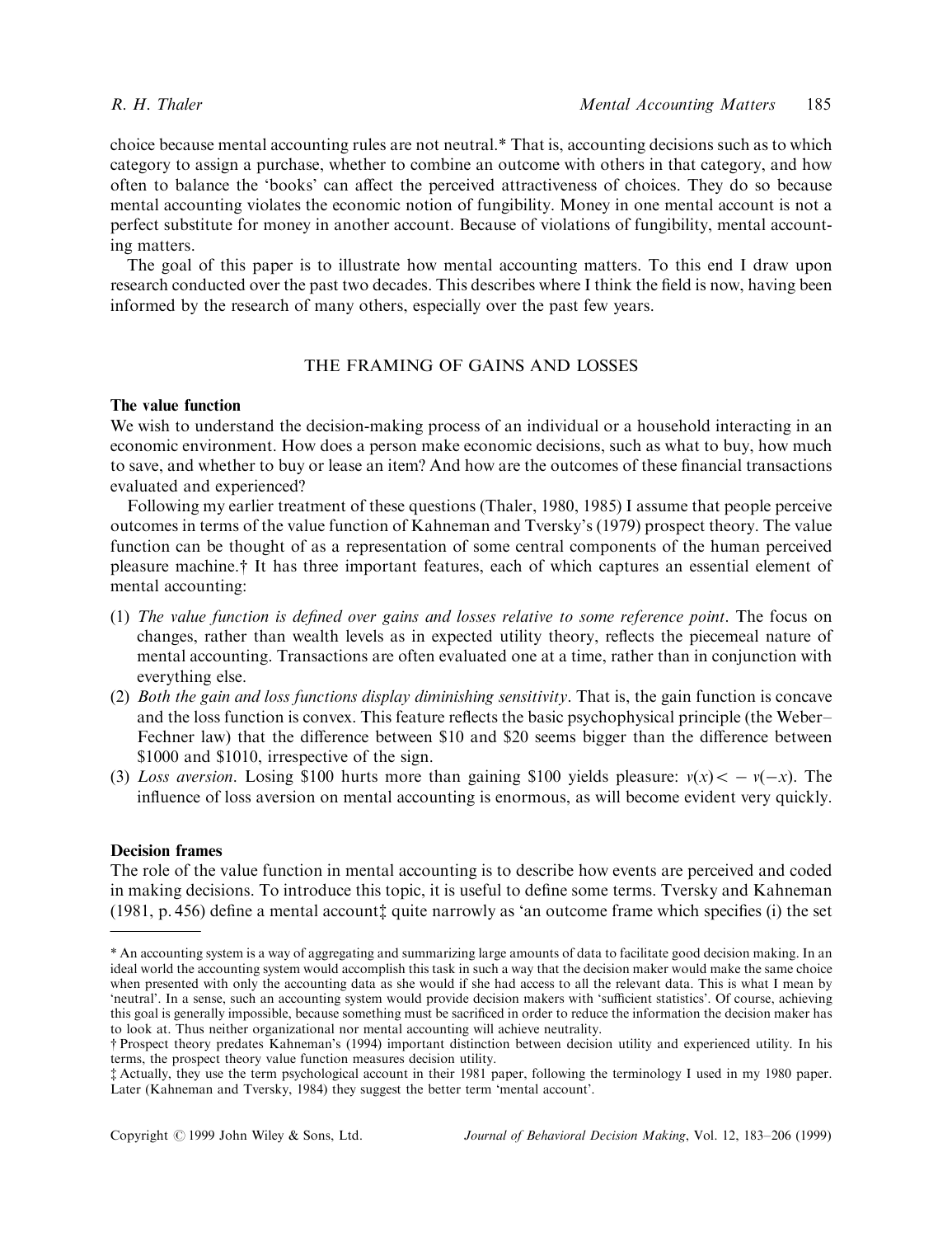choice because mental accounting rules are not neutral.* That is, accounting decisions such as to which category to assign a purchase, whether to combine an outcome with others in that category, and how often to balance the 'books' can affect the perceived attractiveness of choices. They do so because mental accounting violates the economic notion of fungibility. Money in one mental account is not a perfect substitute for money in another account. Because of violations of fungibility, mental accounting matters.

The goal of this paper is to illustrate how mental accounting matters. To this end I draw upon research conducted over the past two decades. This describes where I think the field is now, having been informed by the research of many others, especially over the past few years.

## THE FRAMING OF GAINS AND LOSSES

### The value function

We wish to understand the decision-making process of an individual or a household interacting in an economic environment. How does a person make economic decisions, such as what to buy, how much to save, and whether to buy or lease an item? And how are the outcomes of these financial transactions evaluated and experienced?

Following my earlier treatment of these questions (Thaler, 1980, 1985) I assume that people perceive outcomes in terms of the value function of Kahneman and Tversky's (1979) prospect theory. The value function can be thought of as a representation of some central components of the human perceived pleasure machine.† It has three important features, each of which captures an essential element of mental accounting:

(1) *The value function is defined over gains and losses relative to some reference point*. The focus on changes, rather than wealth levels as in expected utility theory, reflects the piecemeal nature of mental accounting. Transactions are often evaluated one at a time, rather than in conjunction with everything else.
(2) *Both the gain and loss functions display diminishing sensitivity*. That is, the gain function is concave and the loss function is convex. This feature reflects the basic psychophysical principle (the Weber–Fechner law) that the difference between \$10 and \$20 seems bigger than the difference between \$1000 and \$1010, irrespective of the sign.
(3) *Loss aversion*. Losing \$100 hurts more than gaining \$100 yields pleasure: $v(x) < -v(-x)$. The influence of loss aversion on mental accounting is enormous, as will become evident very quickly.

### Decision frames

The role of the value function in mental accounting is to describe how events are perceived and coded in making decisions. To introduce this topic, it is useful to define some terms. Tversky and Kahneman (1981, p. 456) define a mental account‡ quite narrowly as 'an outcome frame which specifies (i) the set

---

\* An accounting system is a way of aggregating and summarizing large amounts of data to facilitate good decision making. In an ideal world the accounting system would accomplish this task in such a way that the decision maker would make the same choice when presented with only the accounting data as she would if she had access to all the relevant data. This is what I mean by 'neutral'. In a sense, such an accounting system would provide decision makers with 'sufficient statistics'. Of course, achieving this goal is generally impossible, because something must be sacrificed in order to reduce the information the decision maker has to look at. Thus neither organizational nor mental accounting will achieve neutrality.

† Prospect theory predates Kahneman's (1994) important distinction between decision utility and experienced utility. In his terms, the prospect theory value function measures decision utility.

‡ Actually, they use the term psychological account in their 1981 paper, following the terminology I used in my 1980 paper. Later (Kahneman and Tversky, 1984) they suggest the better term 'mental account'.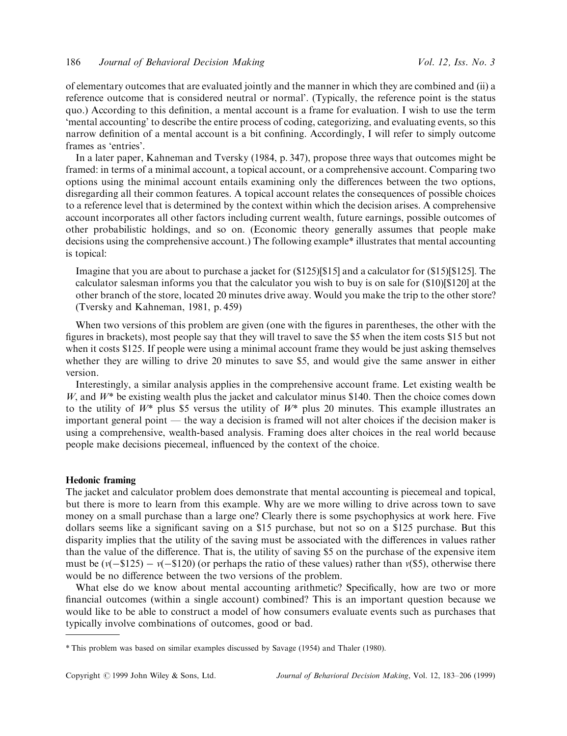of elementary outcomes that are evaluated jointly and the manner in which they are combined and (ii) a reference outcome that is considered neutral or normal'. (Typically, the reference point is the status quo.) According to this definition, a mental account is a frame for evaluation. I wish to use the term 'mental accounting' to describe the entire process of coding, categorizing, and evaluating events, so this narrow definition of a mental account is a bit confining. Accordingly, I will refer to simply outcome frames as 'entries'.

In a later paper, Kahneman and Tversky (1984, p. 347), propose three ways that outcomes might be framed: in terms of a minimal account, a topical account, or a comprehensive account. Comparing two options using the minimal account entails examining only the differences between the two options, disregarding all their common features. A topical account relates the consequences of possible choices to a reference level that is determined by the context within which the decision arises. A comprehensive account incorporates all other factors including current wealth, future earnings, possible outcomes of other probabilistic holdings, and so on. (Economic theory generally assumes that people make decisions using the comprehensive account.) The following example* illustrates that mental accounting is topical:

> Imagine that you are about to purchase a jacket for ($125)[$15] and a calculator for ($15)[$125]. The calculator salesman informs you that the calculator you wish to buy is on sale for ($10)[$120] at the other branch of the store, located 20 minutes drive away. Would you make the trip to the other store? (Tversky and Kahneman, 1981, p. 459)

When two versions of this problem are given (one with the figures in parentheses, the other with the figures in brackets), most people say that they will travel to save the $5 when the item costs $15 but not when it costs $125. If people were using a minimal account frame they would be just asking themselves whether they are willing to drive 20 minutes to save $5, and would give the same answer in either version.

Interestingly, a similar analysis applies in the comprehensive account frame. Let existing wealth be $W$, and $W^*$ be existing wealth plus the jacket and calculator minus $140. Then the choice comes down to the utility of $W^*$ plus $5 versus the utility of $W^*$ plus 20 minutes. This example illustrates an important general point — the way a decision is framed will not alter choices if the decision maker is using a comprehensive, wealth-based analysis. Framing does alter choices in the real world because people make decisions piecemeal, influenced by the context of the choice.

**Hedonic framing**

The jacket and calculator problem does demonstrate that mental accounting is piecemeal and topical, but there is more to learn from this example. Why are we more willing to drive across town to save money on a small purchase than a large one? Clearly there is some psychophysics at work here. Five dollars seems like a significant saving on a $15 purchase, but not so on a $125 purchase. But this disparity implies that the utility of the saving must be associated with the differences in values rather than the value of the difference. That is, the utility of saving $5 on the purchase of the expensive item must be ($v(-\$125) - v(-\$120)$) (or perhaps the ratio of these values) rather than $v(\$5)$, otherwise there would be no difference between the two versions of the problem.

What else do we know about mental accounting arithmetic? Specifically, how are two or more financial outcomes (within a single account) combined? This is an important question because we would like to be able to construct a model of how consumers evaluate events such as purchases that typically involve combinations of outcomes, good or bad.

---

* This problem was based on similar examples discussed by Savage (1954) and Thaler (1980).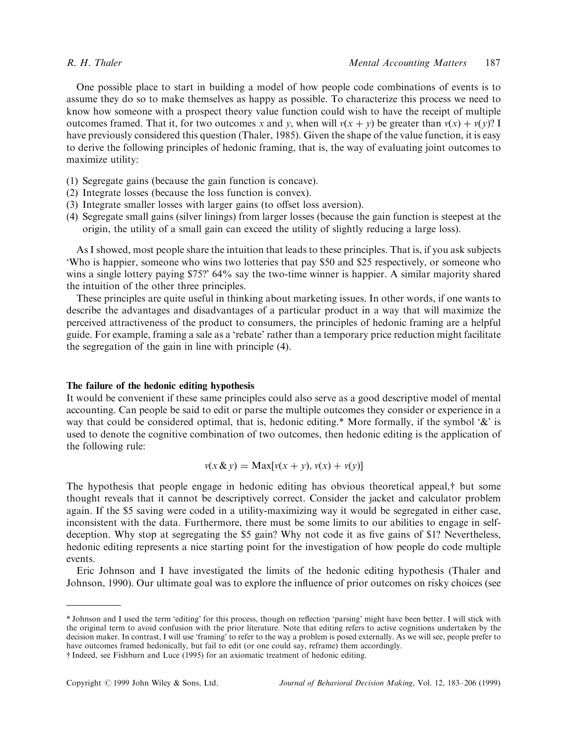One possible place to start in building a model of how people code combinations of events is to assume they do so to make themselves as happy as possible. To characterize this process we need to know how someone with a prospect theory value function could wish to have the receipt of multiple outcomes framed. That it, for two outcomes $x$ and $y$, when will $v(x + y)$ be greater than $v(x) + v(y)$? I have previously considered this question (Thaler, 1985). Given the shape of the value function, it is easy to derive the following principles of hedonic framing, that is, the way of evaluating joint outcomes to maximize utility:

(1) Segregate gains (because the gain function is concave).
(2) Integrate losses (because the loss function is convex).
(3) Integrate smaller losses with larger gains (to offset loss aversion).
(4) Segregate small gains (silver linings) from larger losses (because the gain function is steepest at the origin, the utility of a small gain can exceed the utility of slightly reducing a large loss).

As I showed, most people share the intuition that leads to these principles. That is, if you ask subjects 'Who is happier, someone who wins two lotteries that pay $50 and $25 respectively, or someone who wins a single lottery paying $75?' 64% say the two-time winner is happier. A similar majority shared the intuition of the other three principles.

These principles are quite useful in thinking about marketing issues. In other words, if one wants to describe the advantages and disadvantages of a particular product in a way that will maximize the perceived attractiveness of the product to consumers, the principles of hedonic framing are a helpful guide. For example, framing a sale as a 'rebate' rather than a temporary price reduction might facilitate the segregation of the gain in line with principle (4).

### The failure of the hedonic editing hypothesis

It would be convenient if these same principles could also serve as a good descriptive model of mental accounting. Can people be said to edit or parse the multiple outcomes they consider or experience in a way that could be considered optimal, that is, hedonic editing.* More formally, if the symbol '&' is used to denote the cognitive combination of two outcomes, then hedonic editing is the application of the following rule:

$$v(x \,\&\, y) = \mathrm{Max}[v(x + y), v(x) + v(y)]$$

The hypothesis that people engage in hedonic editing has obvious theoretical appeal,† but some thought reveals that it cannot be descriptively correct. Consider the jacket and calculator problem again. If the $5 saving were coded in a utility-maximizing way it would be segregated in either case, inconsistent with the data. Furthermore, there must be some limits to our abilities to engage in self-deception. Why stop at segregating the $5 gain? Why not code it as five gains of $1? Nevertheless, hedonic editing represents a nice starting point for the investigation of how people do code multiple events.

Eric Johnson and I have investigated the limits of the hedonic editing hypothesis (Thaler and Johnson, 1990). Our ultimate goal was to explore the influence of prior outcomes on risky choices (see

---

* Johnson and I used the term 'editing' for this process, though on reflection 'parsing' might have been better. I will stick with the original term to avoid confusion with the prior literature. Note that editing refers to active cognitions undertaken by the decision maker. In contrast, I will use 'framing' to refer to the way a problem is posed externally. As we will see, people prefer to have outcomes framed hedonically, but fail to edit (or one could say, reframe) them accordingly.

† Indeed, see Fishburn and Luce (1995) for an axiomatic treatment of hedonic editing.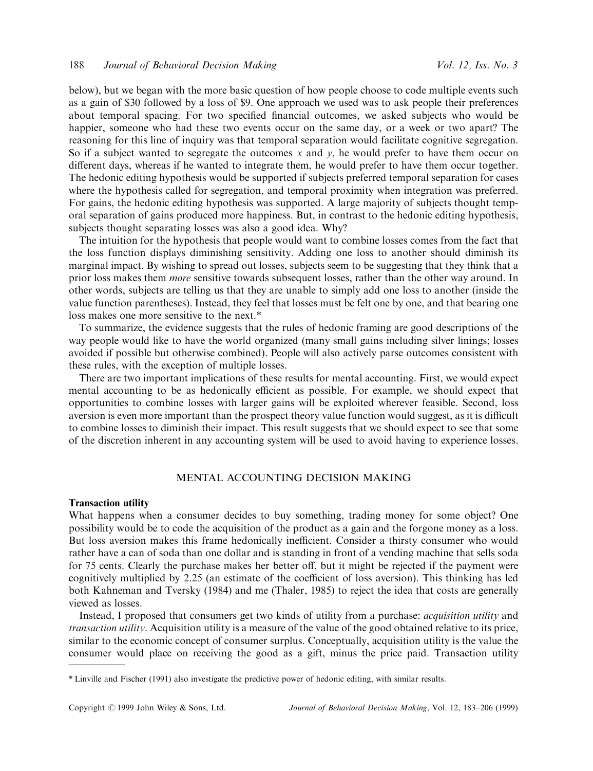below), but we began with the more basic question of how people choose to code multiple events such as a gain of $30 followed by a loss of $9. One approach we used was to ask people their preferences about temporal spacing. For two specified financial outcomes, we asked subjects who would be happier, someone who had these two events occur on the same day, or a week or two apart? The reasoning for this line of inquiry was that temporal separation would facilitate cognitive segregation. So if a subject wanted to segregate the outcomes $x$ and $y$, he would prefer to have them occur on different days, whereas if he wanted to integrate them, he would prefer to have them occur together. The hedonic editing hypothesis would be supported if subjects preferred temporal separation for cases where the hypothesis called for segregation, and temporal proximity when integration was preferred. For gains, the hedonic editing hypothesis was supported. A large majority of subjects thought temporal separation of gains produced more happiness. But, in contrast to the hedonic editing hypothesis, subjects thought separating losses was also a good idea. Why?

The intuition for the hypothesis that people would want to combine losses comes from the fact that the loss function displays diminishing sensitivity. Adding one loss to another should diminish its marginal impact. By wishing to spread out losses, subjects seem to be suggesting that they think that a prior loss makes them *more* sensitive towards subsequent losses, rather than the other way around. In other words, subjects are telling us that they are unable to simply add one loss to another (inside the value function parentheses). Instead, they feel that losses must be felt one by one, and that bearing one loss makes one more sensitive to the next.*

To summarize, the evidence suggests that the rules of hedonic framing are good descriptions of the way people would like to have the world organized (many small gains including silver linings; losses avoided if possible but otherwise combined). People will also actively parse outcomes consistent with these rules, with the exception of multiple losses.

There are two important implications of these results for mental accounting. First, we would expect mental accounting to be as hedonically efficient as possible. For example, we should expect that opportunities to combine losses with larger gains will be exploited wherever feasible. Second, loss aversion is even more important than the prospect theory value function would suggest, as it is difficult to combine losses to diminish their impact. This result suggests that we should expect to see that some of the discretion inherent in any accounting system will be used to avoid having to experience losses.

## MENTAL ACCOUNTING DECISION MAKING

### Transaction utility

What happens when a consumer decides to buy something, trading money for some object? One possibility would be to code the acquisition of the product as a gain and the forgone money as a loss. But loss aversion makes this frame hedonically inefficient. Consider a thirsty consumer who would rather have a can of soda than one dollar and is standing in front of a vending machine that sells soda for 75 cents. Clearly the purchase makes her better off, but it might be rejected if the payment were cognitively multiplied by 2.25 (an estimate of the coefficient of loss aversion). This thinking has led both Kahneman and Tversky (1984) and me (Thaler, 1985) to reject the idea that costs are generally viewed as losses.

Instead, I proposed that consumers get two kinds of utility from a purchase: *acquisition utility* and *transaction utility*. Acquisition utility is a measure of the value of the good obtained relative to its price, similar to the economic concept of consumer surplus. Conceptually, acquisition utility is the value the consumer would place on receiving the good as a gift, minus the price paid. Transaction utility

* Linville and Fischer (1991) also investigate the predictive power of hedonic editing, with similar results.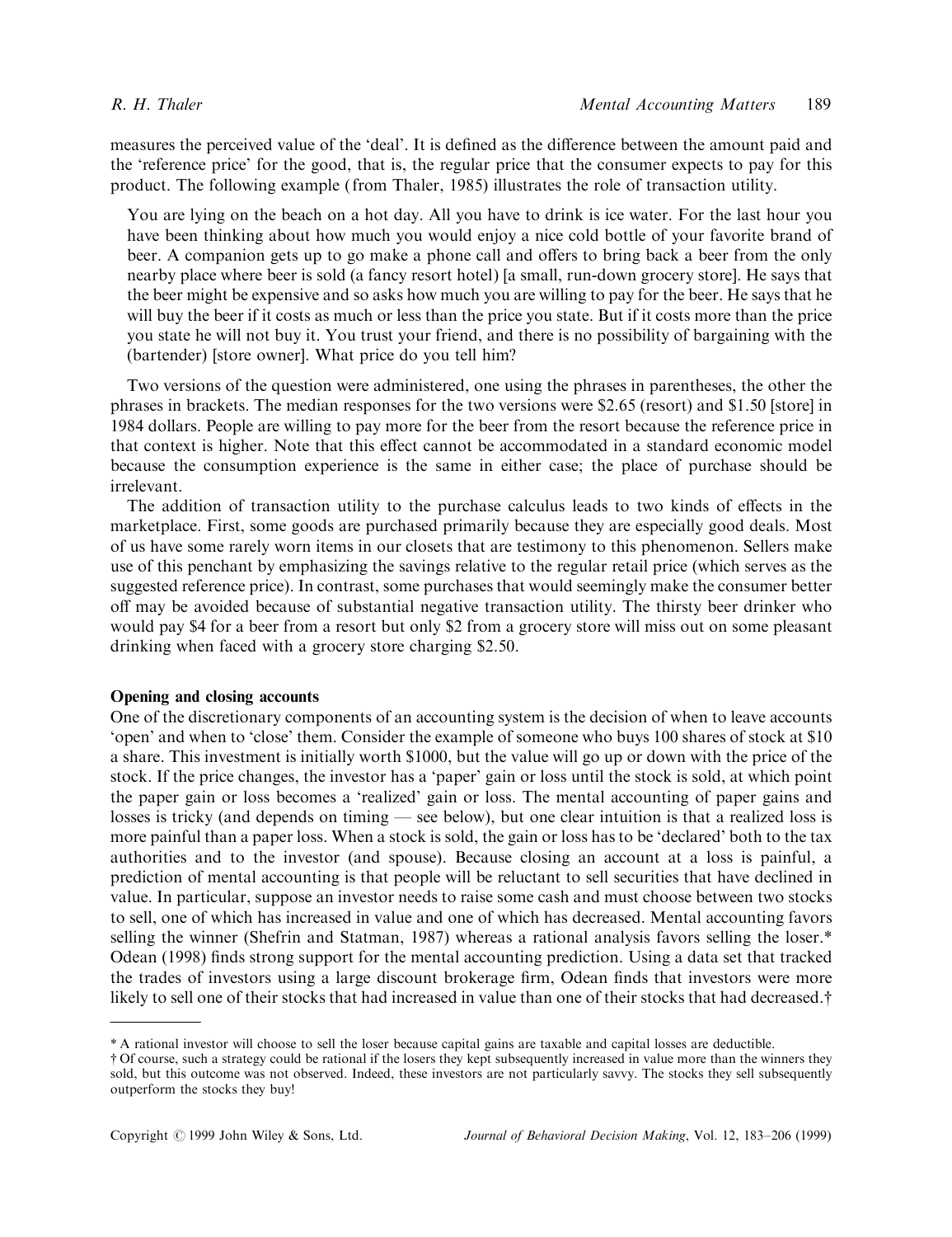measures the perceived value of the 'deal'. It is defined as the difference between the amount paid and the 'reference price' for the good, that is, the regular price that the consumer expects to pay for this product. The following example (from Thaler, 1985) illustrates the role of transaction utility.

> You are lying on the beach on a hot day. All you have to drink is ice water. For the last hour you have been thinking about how much you would enjoy a nice cold bottle of your favorite brand of beer. A companion gets up to go make a phone call and offers to bring back a beer from the only nearby place where beer is sold (a fancy resort hotel) [a small, run-down grocery store]. He says that the beer might be expensive and so asks how much you are willing to pay for the beer. He says that he will buy the beer if it costs as much or less than the price you state. But if it costs more than the price you state he will not buy it. You trust your friend, and there is no possibility of bargaining with the (bartender) [store owner]. What price do you tell him?

Two versions of the question were administered, one using the phrases in parentheses, the other the phrases in brackets. The median responses for the two versions were $2.65 (resort) and $1.50 [store] in 1984 dollars. People are willing to pay more for the beer from the resort because the reference price in that context is higher. Note that this effect cannot be accommodated in a standard economic model because the consumption experience is the same in either case; the place of purchase should be irrelevant.

The addition of transaction utility to the purchase calculus leads to two kinds of effects in the marketplace. First, some goods are purchased primarily because they are especially good deals. Most of us have some rarely worn items in our closets that are testimony to this phenomenon. Sellers make use of this penchant by emphasizing the savings relative to the regular retail price (which serves as the suggested reference price). In contrast, some purchases that would seemingly make the consumer better off may be avoided because of substantial negative transaction utility. The thirsty beer drinker who would pay $4 for a beer from a resort but only $2 from a grocery store will miss out on some pleasant drinking when faced with a grocery store charging $2.50.

**Opening and closing accounts**

One of the discretionary components of an accounting system is the decision of when to leave accounts 'open' and when to 'close' them. Consider the example of someone who buys 100 shares of stock at $10 a share. This investment is initially worth $1000, but the value will go up or down with the price of the stock. If the price changes, the investor has a 'paper' gain or loss until the stock is sold, at which point the paper gain or loss becomes a 'realized' gain or loss. The mental accounting of paper gains and losses is tricky (and depends on timing — see below), but one clear intuition is that a realized loss is more painful than a paper loss. When a stock is sold, the gain or loss has to be 'declared' both to the tax authorities and to the investor (and spouse). Because closing an account at a loss is painful, a prediction of mental accounting is that people will be reluctant to sell securities that have declined in value. In particular, suppose an investor needs to raise some cash and must choose between two stocks to sell, one of which has increased in value and one of which has decreased. Mental accounting favors selling the winner (Shefrin and Statman, 1987) whereas a rational analysis favors selling the loser.* Odean (1998) finds strong support for the mental accounting prediction. Using a data set that tracked the trades of investors using a large discount brokerage firm, Odean finds that investors were more likely to sell one of their stocks that had increased in value than one of their stocks that had decreased.†

---

* A rational investor will choose to sell the loser because capital gains are taxable and capital losses are deductible.

† Of course, such a strategy could be rational if the losers they kept subsequently increased in value more than the winners they sold, but this outcome was not observed. Indeed, these investors are not particularly savvy. The stocks they sell subsequently outperform the stocks they buy!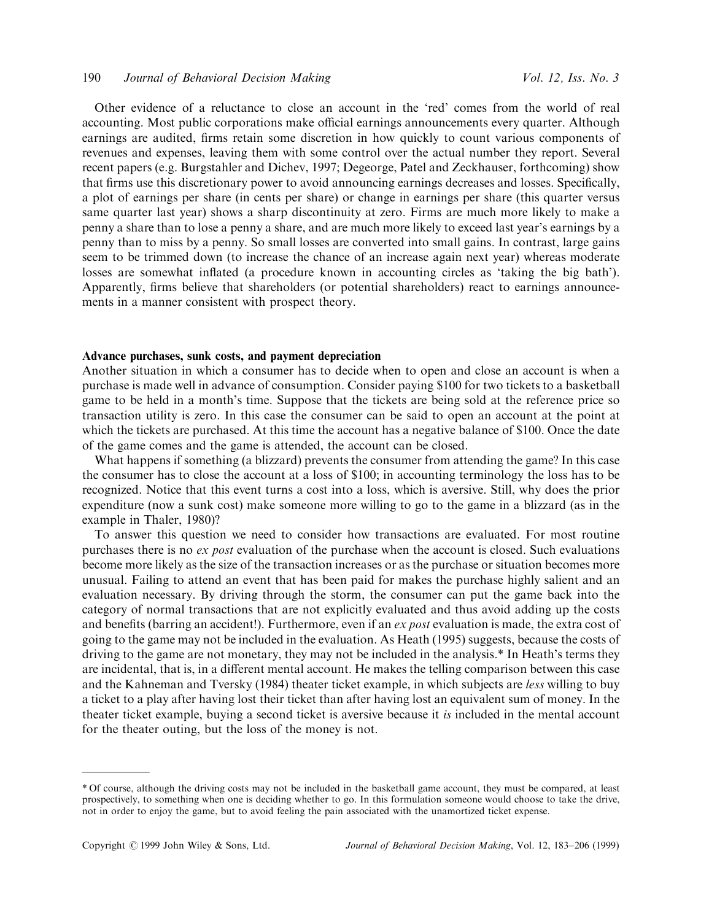Other evidence of a reluctance to close an account in the 'red' comes from the world of real accounting. Most public corporations make official earnings announcements every quarter. Although earnings are audited, firms retain some discretion in how quickly to count various components of revenues and expenses, leaving them with some control over the actual number they report. Several recent papers (e.g. Burgstahler and Dichev, 1997; Degeorge, Patel and Zeckhauser, forthcoming) show that firms use this discretionary power to avoid announcing earnings decreases and losses. Specifically, a plot of earnings per share (in cents per share) or change in earnings per share (this quarter versus same quarter last year) shows a sharp discontinuity at zero. Firms are much more likely to make a penny a share than to lose a penny a share, and are much more likely to exceed last year's earnings by a penny than to miss by a penny. So small losses are converted into small gains. In contrast, large gains seem to be trimmed down (to increase the chance of an increase again next year) whereas moderate losses are somewhat inflated (a procedure known in accounting circles as 'taking the big bath'). Apparently, firms believe that shareholders (or potential shareholders) react to earnings announcements in a manner consistent with prospect theory.

**Advance purchases, sunk costs, and payment depreciation**

Another situation in which a consumer has to decide when to open and close an account is when a purchase is made well in advance of consumption. Consider paying $100 for two tickets to a basketball game to be held in a month's time. Suppose that the tickets are being sold at the reference price so transaction utility is zero. In this case the consumer can be said to open an account at the point at which the tickets are purchased. At this time the account has a negative balance of $100. Once the date of the game comes and the game is attended, the account can be closed.

What happens if something (a blizzard) prevents the consumer from attending the game? In this case the consumer has to close the account at a loss of $100; in accounting terminology the loss has to be recognized. Notice that this event turns a cost into a loss, which is aversive. Still, why does the prior expenditure (now a sunk cost) make someone more willing to go to the game in a blizzard (as in the example in Thaler, 1980)?

To answer this question we need to consider how transactions are evaluated. For most routine purchases there is no *ex post* evaluation of the purchase when the account is closed. Such evaluations become more likely as the size of the transaction increases or as the purchase or situation becomes more unusual. Failing to attend an event that has been paid for makes the purchase highly salient and an evaluation necessary. By driving through the storm, the consumer can put the game back into the category of normal transactions that are not explicitly evaluated and thus avoid adding up the costs and benefits (barring an accident!). Furthermore, even if an *ex post* evaluation is made, the extra cost of going to the game may not be included in the evaluation. As Heath (1995) suggests, because the costs of driving to the game are not monetary, they may not be included in the analysis.* In Heath's terms they are incidental, that is, in a different mental account. He makes the telling comparison between this case and the Kahneman and Tversky (1984) theater ticket example, in which subjects are *less* willing to buy a ticket to a play after having lost their ticket than after having lost an equivalent sum of money. In the theater ticket example, buying a second ticket is aversive because it *is* included in the mental account for the theater outing, but the loss of the money is not.

---

* Of course, although the driving costs may not be included in the basketball game account, they must be compared, at least prospectively, to something when one is deciding whether to go. In this formulation someone would choose to take the drive, not in order to enjoy the game, but to avoid feeling the pain associated with the unamortized ticket expense.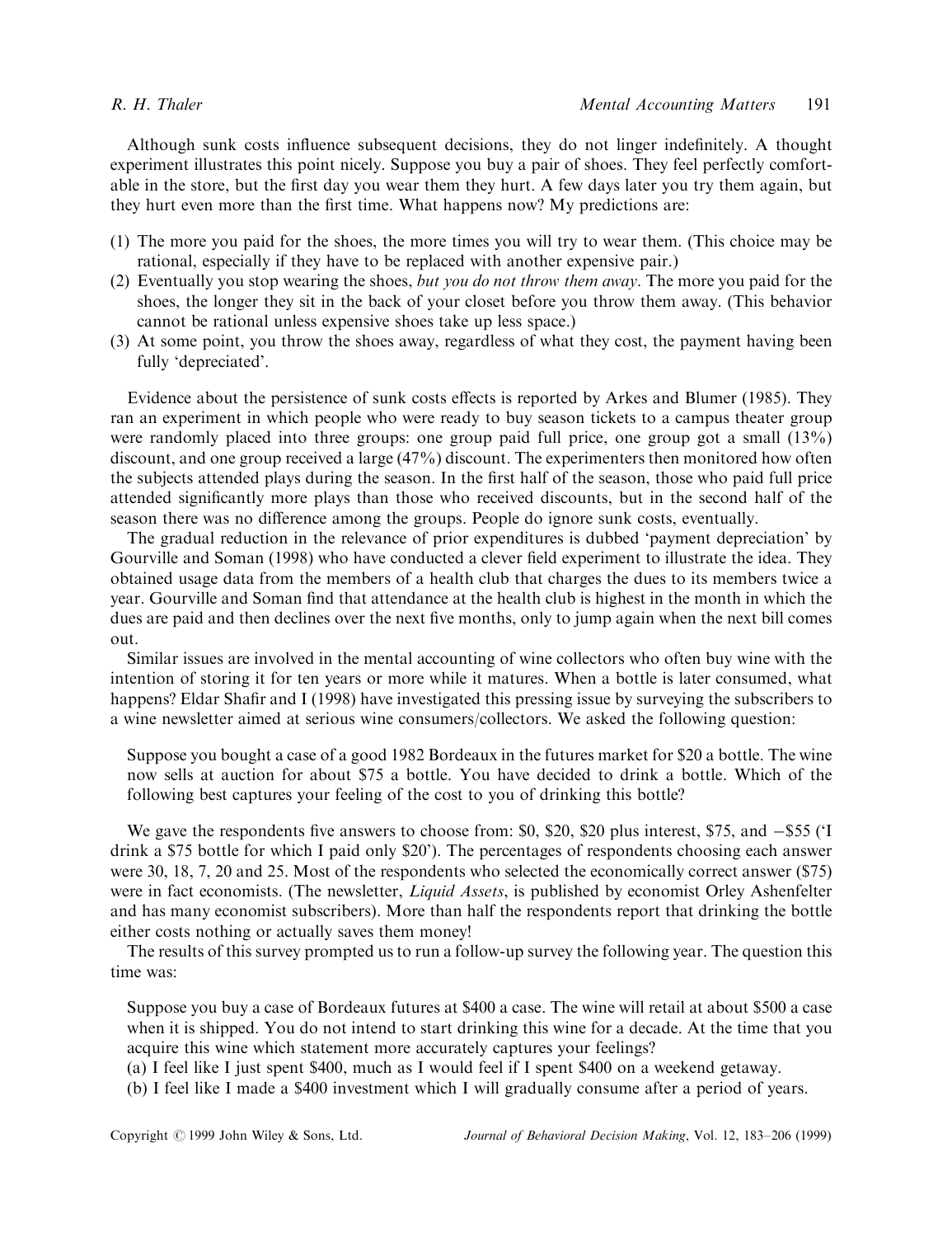Although sunk costs influence subsequent decisions, they do not linger indefinitely. A thought experiment illustrates this point nicely. Suppose you buy a pair of shoes. They feel perfectly comfortable in the store, but the first day you wear them they hurt. A few days later you try them again, but they hurt even more than the first time. What happens now? My predictions are:

(1) The more you paid for the shoes, the more times you will try to wear them. (This choice may be rational, especially if they have to be replaced with another expensive pair.)
(2) Eventually you stop wearing the shoes, *but you do not throw them away*. The more you paid for the shoes, the longer they sit in the back of your closet before you throw them away. (This behavior cannot be rational unless expensive shoes take up less space.)
(3) At some point, you throw the shoes away, regardless of what they cost, the payment having been fully 'depreciated'.

Evidence about the persistence of sunk costs effects is reported by Arkes and Blumer (1985). They ran an experiment in which people who were ready to buy season tickets to a campus theater group were randomly placed into three groups: one group paid full price, one group got a small (13%) discount, and one group received a large (47%) discount. The experimenters then monitored how often the subjects attended plays during the season. In the first half of the season, those who paid full price attended significantly more plays than those who received discounts, but in the second half of the season there was no difference among the groups. People do ignore sunk costs, eventually.

The gradual reduction in the relevance of prior expenditures is dubbed 'payment depreciation' by Gourville and Soman (1998) who have conducted a clever field experiment to illustrate the idea. They obtained usage data from the members of a health club that charges the dues to its members twice a year. Gourville and Soman find that attendance at the health club is highest in the month in which the dues are paid and then declines over the next five months, only to jump again when the next bill comes out.

Similar issues are involved in the mental accounting of wine collectors who often buy wine with the intention of storing it for ten years or more while it matures. When a bottle is later consumed, what happens? Eldar Shafir and I (1998) have investigated this pressing issue by surveying the subscribers to a wine newsletter aimed at serious wine consumers/collectors. We asked the following question:

> Suppose you bought a case of a good 1982 Bordeaux in the futures market for $20 a bottle. The wine now sells at auction for about $75 a bottle. You have decided to drink a bottle. Which of the following best captures your feeling of the cost to you of drinking this bottle?

We gave the respondents five answers to choose from: $0, $20, $20 plus interest, $75, and −$55 ('I drink a $75 bottle for which I paid only $20'). The percentages of respondents choosing each answer were 30, 18, 7, 20 and 25. Most of the respondents who selected the economically correct answer ($75) were in fact economists. (The newsletter, *Liquid Assets*, is published by economist Orley Ashenfelter and has many economist subscribers). More than half the respondents report that drinking the bottle either costs nothing or actually saves them money!

The results of this survey prompted us to run a follow-up survey the following year. The question this time was:

> Suppose you buy a case of Bordeaux futures at $400 a case. The wine will retail at about $500 a case when it is shipped. You do not intend to start drinking this wine for a decade. At the time that you acquire this wine which statement more accurately captures your feelings?
>
> (a) I feel like I just spent $400, much as I would feel if I spent $400 on a weekend getaway.
>
> (b) I feel like I made a $400 investment which I will gradually consume after a period of years.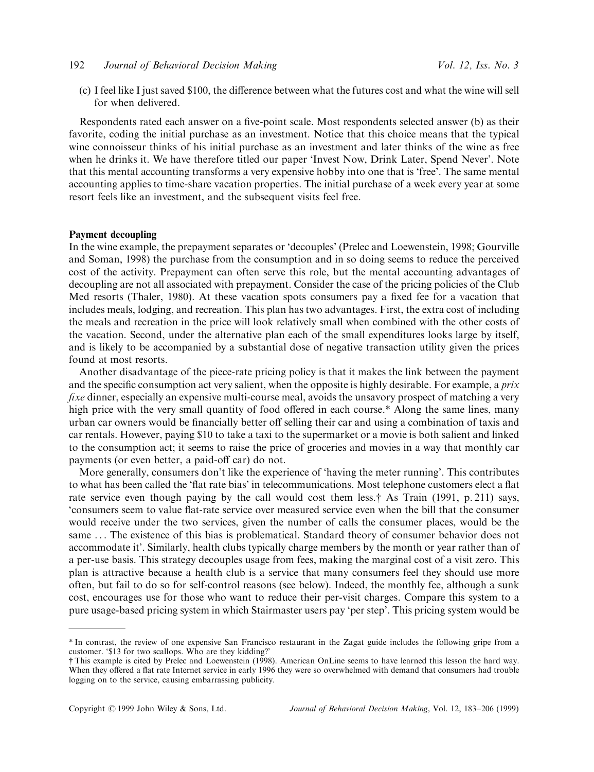(c) I feel like I just saved $100, the difference between what the futures cost and what the wine will sell for when delivered.

Respondents rated each answer on a five-point scale. Most respondents selected answer (b) as their favorite, coding the initial purchase as an investment. Notice that this choice means that the typical wine connoisseur thinks of his initial purchase as an investment and later thinks of the wine as free when he drinks it. We have therefore titled our paper 'Invest Now, Drink Later, Spend Never'. Note that this mental accounting transforms a very expensive hobby into one that is 'free'. The same mental accounting applies to time-share vacation properties. The initial purchase of a week every year at some resort feels like an investment, and the subsequent visits feel free.

**Payment decoupling**

In the wine example, the prepayment separates or 'decouples' (Prelec and Loewenstein, 1998; Gourville and Soman, 1998) the purchase from the consumption and in so doing seems to reduce the perceived cost of the activity. Prepayment can often serve this role, but the mental accounting advantages of decoupling are not all associated with prepayment. Consider the case of the pricing policies of the Club Med resorts (Thaler, 1980). At these vacation spots consumers pay a fixed fee for a vacation that includes meals, lodging, and recreation. This plan has two advantages. First, the extra cost of including the meals and recreation in the price will look relatively small when combined with the other costs of the vacation. Second, under the alternative plan each of the small expenditures looks large by itself, and is likely to be accompanied by a substantial dose of negative transaction utility given the prices found at most resorts.

Another disadvantage of the piece-rate pricing policy is that it makes the link between the payment and the specific consumption act very salient, when the opposite is highly desirable. For example, a *prix fixe* dinner, especially an expensive multi-course meal, avoids the unsavory prospect of matching a very high price with the very small quantity of food offered in each course.* Along the same lines, many urban car owners would be financially better off selling their car and using a combination of taxis and car rentals. However, paying $10 to take a taxi to the supermarket or a movie is both salient and linked to the consumption act; it seems to raise the price of groceries and movies in a way that monthly car payments (or even better, a paid-off car) do not.

More generally, consumers don't like the experience of 'having the meter running'. This contributes to what has been called the 'flat rate bias' in telecommunications. Most telephone customers elect a flat rate service even though paying by the call would cost them less.† As Train (1991, p. 211) says, 'consumers seem to value flat-rate service over measured service even when the bill that the consumer would receive under the two services, given the number of calls the consumer places, would be the same ... The existence of this bias is problematical. Standard theory of consumer behavior does not accommodate it'. Similarly, health clubs typically charge members by the month or year rather than of a per-use basis. This strategy decouples usage from fees, making the marginal cost of a visit zero. This plan is attractive because a health club is a service that many consumers feel they should use more often, but fail to do so for self-control reasons (see below). Indeed, the monthly fee, although a sunk cost, encourages use for those who want to reduce their per-visit charges. Compare this system to a pure usage-based pricing system in which Stairmaster users pay 'per step'. This pricing system would be

---

* In contrast, the review of one expensive San Francisco restaurant in the Zagat guide includes the following gripe from a customer. '$13 for two scallops. Who are they kidding?'

† This example is cited by Prelec and Loewenstein (1998). American OnLine seems to have learned this lesson the hard way. When they offered a flat rate Internet service in early 1996 they were so overwhelmed with demand that consumers had trouble logging on to the service, causing embarrassing publicity.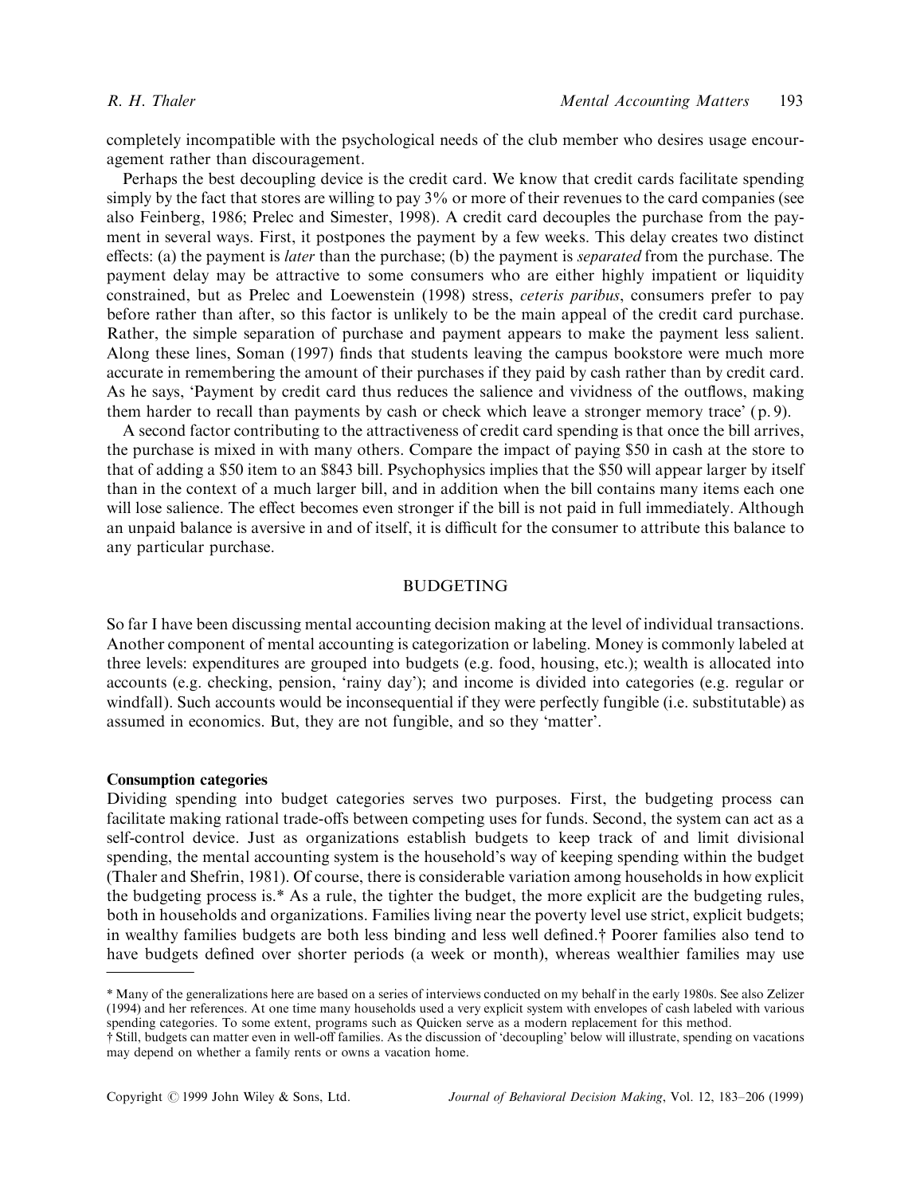completely incompatible with the psychological needs of the club member who desires usage encouragement rather than discouragement.

Perhaps the best decoupling device is the credit card. We know that credit cards facilitate spending simply by the fact that stores are willing to pay 3% or more of their revenues to the card companies (see also Feinberg, 1986; Prelec and Simester, 1998). A credit card decouples the purchase from the payment in several ways. First, it postpones the payment by a few weeks. This delay creates two distinct effects: (a) the payment is *later* than the purchase; (b) the payment is *separated* from the purchase. The payment delay may be attractive to some consumers who are either highly impatient or liquidity constrained, but as Prelec and Loewenstein (1998) stress, *ceteris paribus*, consumers prefer to pay before rather than after, so this factor is unlikely to be the main appeal of the credit card purchase. Rather, the simple separation of purchase and payment appears to make the payment less salient. Along these lines, Soman (1997) finds that students leaving the campus bookstore were much more accurate in remembering the amount of their purchases if they paid by cash rather than by credit card. As he says, 'Payment by credit card thus reduces the salience and vividness of the outflows, making them harder to recall than payments by cash or check which leave a stronger memory trace' (p. 9).

A second factor contributing to the attractiveness of credit card spending is that once the bill arrives, the purchase is mixed in with many others. Compare the impact of paying $50 in cash at the store to that of adding a $50 item to an $843 bill. Psychophysics implies that the $50 will appear larger by itself than in the context of a much larger bill, and in addition when the bill contains many items each one will lose salience. The effect becomes even stronger if the bill is not paid in full immediately. Although an unpaid balance is aversive in and of itself, it is difficult for the consumer to attribute this balance to any particular purchase.

## BUDGETING

So far I have been discussing mental accounting decision making at the level of individual transactions. Another component of mental accounting is categorization or labeling. Money is commonly labeled at three levels: expenditures are grouped into budgets (e.g. food, housing, etc.); wealth is allocated into accounts (e.g. checking, pension, 'rainy day'); and income is divided into categories (e.g. regular or windfall). Such accounts would be inconsequential if they were perfectly fungible (i.e. substitutable) as assumed in economics. But, they are not fungible, and so they 'matter'.

### Consumption categories

Dividing spending into budget categories serves two purposes. First, the budgeting process can facilitate making rational trade-offs between competing uses for funds. Second, the system can act as a self-control device. Just as organizations establish budgets to keep track of and limit divisional spending, the mental accounting system is the household's way of keeping spending within the budget (Thaler and Shefrin, 1981). Of course, there is considerable variation among households in how explicit the budgeting process is.* As a rule, the tighter the budget, the more explicit are the budgeting rules, both in households and organizations. Families living near the poverty level use strict, explicit budgets; in wealthy families budgets are both less binding and less well defined.† Poorer families also tend to have budgets defined over shorter periods (a week or month), whereas wealthier families may use

---

* Many of the generalizations here are based on a series of interviews conducted on my behalf in the early 1980s. See also Zelizer (1994) and her references. At one time many households used a very explicit system with envelopes of cash labeled with various spending categories. To some extent, programs such as Quicken serve as a modern replacement for this method.

† Still, budgets can matter even in well-off families. As the discussion of 'decoupling' below will illustrate, spending on vacations may depend on whether a family rents or owns a vacation home.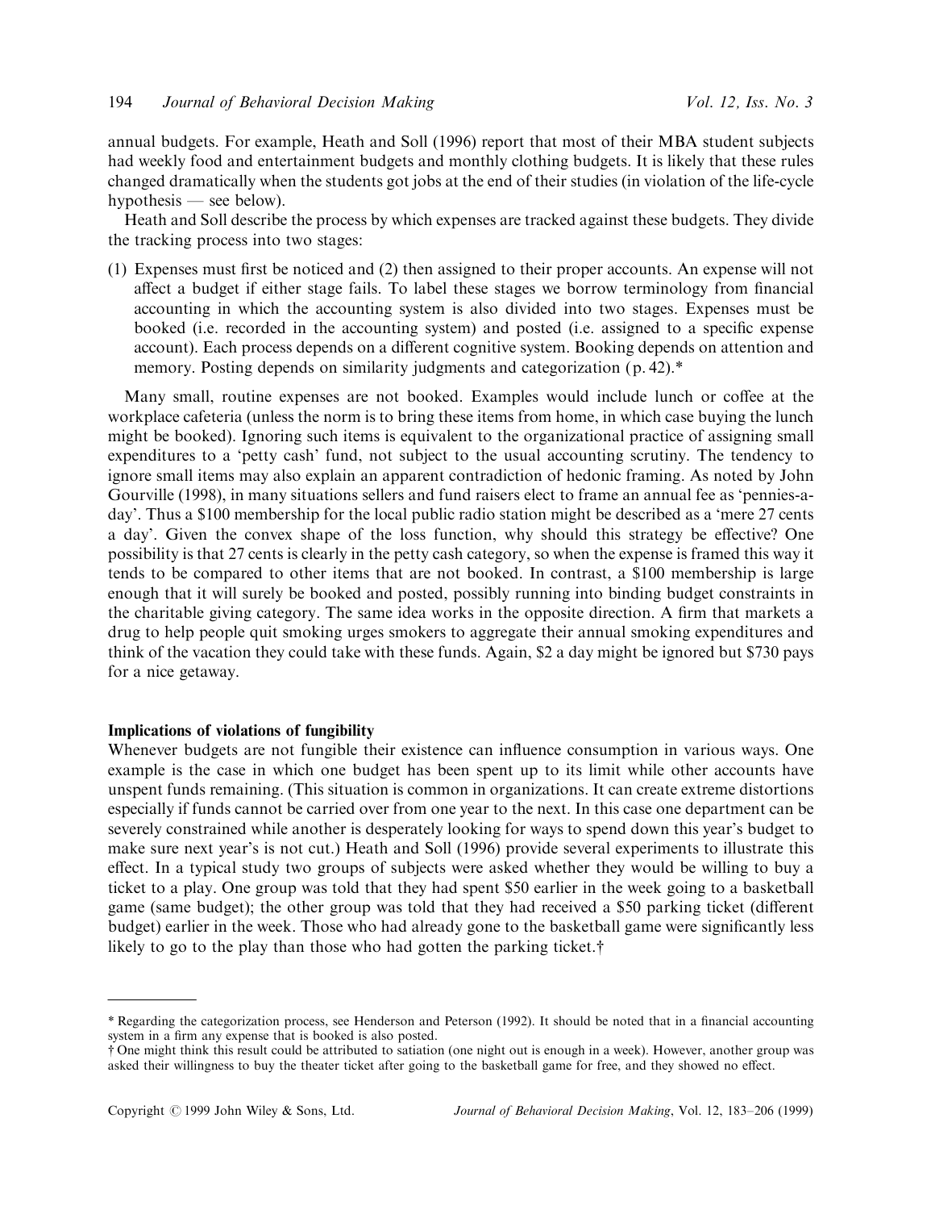annual budgets. For example, Heath and Soll (1996) report that most of their MBA student subjects had weekly food and entertainment budgets and monthly clothing budgets. It is likely that these rules changed dramatically when the students got jobs at the end of their studies (in violation of the life-cycle hypothesis — see below).

Heath and Soll describe the process by which expenses are tracked against these budgets. They divide the tracking process into two stages:

> (1) Expenses must first be noticed and (2) then assigned to their proper accounts. An expense will not affect a budget if either stage fails. To label these stages we borrow terminology from financial accounting in which the accounting system is also divided into two stages. Expenses must be booked (i.e. recorded in the accounting system) and posted (i.e. assigned to a specific expense account). Each process depends on a different cognitive system. Booking depends on attention and memory. Posting depends on similarity judgments and categorization (p. 42).*

Many small, routine expenses are not booked. Examples would include lunch or coffee at the workplace cafeteria (unless the norm is to bring these items from home, in which case buying the lunch might be booked). Ignoring such items is equivalent to the organizational practice of assigning small expenditures to a 'petty cash' fund, not subject to the usual accounting scrutiny. The tendency to ignore small items may also explain an apparent contradiction of hedonic framing. As noted by John Gourville (1998), in many situations sellers and fund raisers elect to frame an annual fee as 'pennies-a-day'. Thus a $100 membership for the local public radio station might be described as a 'mere 27 cents a day'. Given the convex shape of the loss function, why should this strategy be effective? One possibility is that 27 cents is clearly in the petty cash category, so when the expense is framed this way it tends to be compared to other items that are not booked. In contrast, a $100 membership is large enough that it will surely be booked and posted, possibly running into binding budget constraints in the charitable giving category. The same idea works in the opposite direction. A firm that markets a drug to help people quit smoking urges smokers to aggregate their annual smoking expenditures and think of the vacation they could take with these funds. Again, $2 a day might be ignored but $730 pays for a nice getaway.

**Implications of violations of fungibility**

Whenever budgets are not fungible their existence can influence consumption in various ways. One example is the case in which one budget has been spent up to its limit while other accounts have unspent funds remaining. (This situation is common in organizations. It can create extreme distortions especially if funds cannot be carried over from one year to the next. In this case one department can be severely constrained while another is desperately looking for ways to spend down this year's budget to make sure next year's is not cut.) Heath and Soll (1996) provide several experiments to illustrate this effect. In a typical study two groups of subjects were asked whether they would be willing to buy a ticket to a play. One group was told that they had spent $50 earlier in the week going to a basketball game (same budget); the other group was told that they had received a $50 parking ticket (different budget) earlier in the week. Those who had already gone to the basketball game were significantly less likely to go to the play than those who had gotten the parking ticket.†

---

\* Regarding the categorization process, see Henderson and Peterson (1992). It should be noted that in a financial accounting system in a firm any expense that is booked is also posted.

† One might think this result could be attributed to satiation (one night out is enough in a week). However, another group was asked their willingness to buy the theater ticket after going to the basketball game for free, and they showed no effect.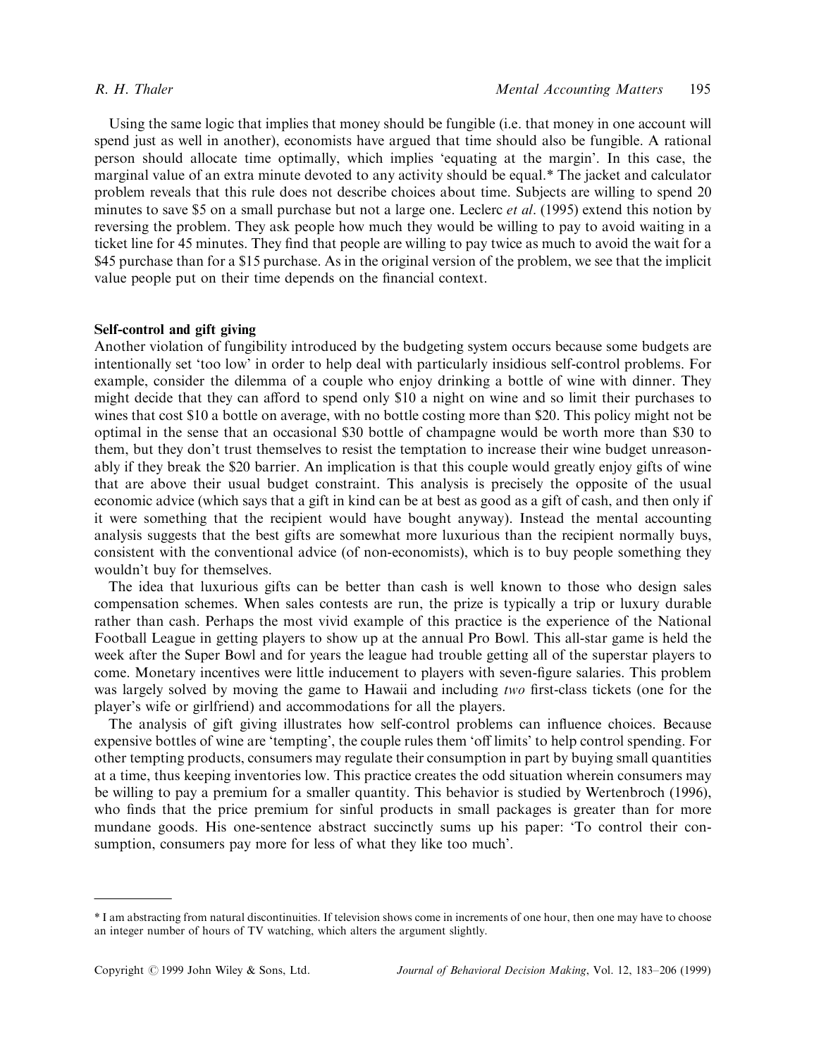Using the same logic that implies that money should be fungible (i.e. that money in one account will spend just as well in another), economists have argued that time should also be fungible. A rational person should allocate time optimally, which implies 'equating at the margin'. In this case, the marginal value of an extra minute devoted to any activity should be equal.* The jacket and calculator problem reveals that this rule does not describe choices about time. Subjects are willing to spend 20 minutes to save $5 on a small purchase but not a large one. Leclerc *et al*. (1995) extend this notion by reversing the problem. They ask people how much they would be willing to pay to avoid waiting in a ticket line for 45 minutes. They find that people are willing to pay twice as much to avoid the wait for a $45 purchase than for a $15 purchase. As in the original version of the problem, we see that the implicit value people put on their time depends on the financial context.

### Self-control and gift giving

Another violation of fungibility introduced by the budgeting system occurs because some budgets are intentionally set 'too low' in order to help deal with particularly insidious self-control problems. For example, consider the dilemma of a couple who enjoy drinking a bottle of wine with dinner. They might decide that they can afford to spend only $10 a night on wine and so limit their purchases to wines that cost $10 a bottle on average, with no bottle costing more than $20. This policy might not be optimal in the sense that an occasional $30 bottle of champagne would be worth more than $30 to them, but they don't trust themselves to resist the temptation to increase their wine budget unreasonably if they break the $20 barrier. An implication is that this couple would greatly enjoy gifts of wine that are above their usual budget constraint. This analysis is precisely the opposite of the usual economic advice (which says that a gift in kind can be at best as good as a gift of cash, and then only if it were something that the recipient would have bought anyway). Instead the mental accounting analysis suggests that the best gifts are somewhat more luxurious than the recipient normally buys, consistent with the conventional advice (of non-economists), which is to buy people something they wouldn't buy for themselves.

The idea that luxurious gifts can be better than cash is well known to those who design sales compensation schemes. When sales contests are run, the prize is typically a trip or luxury durable rather than cash. Perhaps the most vivid example of this practice is the experience of the National Football League in getting players to show up at the annual Pro Bowl. This all-star game is held the week after the Super Bowl and for years the league had trouble getting all of the superstar players to come. Monetary incentives were little inducement to players with seven-figure salaries. This problem was largely solved by moving the game to Hawaii and including *two* first-class tickets (one for the player's wife or girlfriend) and accommodations for all the players.

The analysis of gift giving illustrates how self-control problems can influence choices. Because expensive bottles of wine are 'tempting', the couple rules them 'off limits' to help control spending. For other tempting products, consumers may regulate their consumption in part by buying small quantities at a time, thus keeping inventories low. This practice creates the odd situation wherein consumers may be willing to pay a premium for a smaller quantity. This behavior is studied by Wertenbroch (1996), who finds that the price premium for sinful products in small packages is greater than for more mundane goods. His one-sentence abstract succinctly sums up his paper: 'To control their consumption, consumers pay more for less of what they like too much'.

---

* I am abstracting from natural discontinuities. If television shows come in increments of one hour, then one may have to choose an integer number of hours of TV watching, which alters the argument slightly.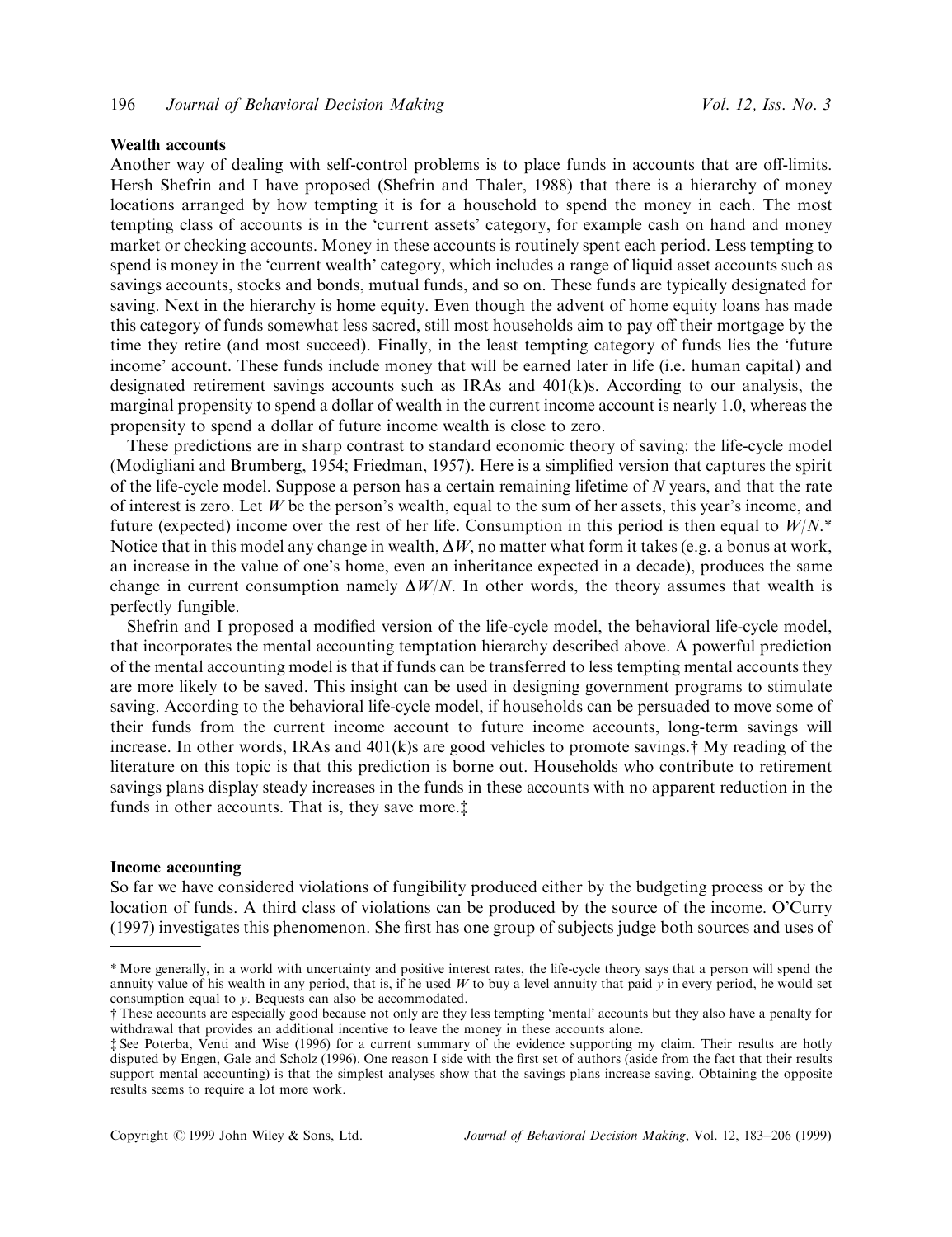**Wealth accounts**

Another way of dealing with self-control problems is to place funds in accounts that are off-limits. Hersh Shefrin and I have proposed (Shefrin and Thaler, 1988) that there is a hierarchy of money locations arranged by how tempting it is for a household to spend the money in each. The most tempting class of accounts is in the 'current assets' category, for example cash on hand and money market or checking accounts. Money in these accounts is routinely spent each period. Less tempting to spend is money in the 'current wealth' category, which includes a range of liquid asset accounts such as savings accounts, stocks and bonds, mutual funds, and so on. These funds are typically designated for saving. Next in the hierarchy is home equity. Even though the advent of home equity loans has made this category of funds somewhat less sacred, still most households aim to pay off their mortgage by the time they retire (and most succeed). Finally, in the least tempting category of funds lies the 'future income' account. These funds include money that will be earned later in life (i.e. human capital) and designated retirement savings accounts such as IRAs and 401(k)s. According to our analysis, the marginal propensity to spend a dollar of wealth in the current income account is nearly 1.0, whereas the propensity to spend a dollar of future income wealth is close to zero.

These predictions are in sharp contrast to standard economic theory of saving: the life-cycle model (Modigliani and Brumberg, 1954; Friedman, 1957). Here is a simplified version that captures the spirit of the life-cycle model. Suppose a person has a certain remaining lifetime of $N$ years, and that the rate of interest is zero. Let $W$ be the person's wealth, equal to the sum of her assets, this year's income, and future (expected) income over the rest of her life. Consumption in this period is then equal to $W/N$.* Notice that in this model any change in wealth, $\Delta W$, no matter what form it takes (e.g. a bonus at work, an increase in the value of one's home, even an inheritance expected in a decade), produces the same change in current consumption namely $\Delta W/N$. In other words, the theory assumes that wealth is perfectly fungible.

Shefrin and I proposed a modified version of the life-cycle model, the behavioral life-cycle model, that incorporates the mental accounting temptation hierarchy described above. A powerful prediction of the mental accounting model is that if funds can be transferred to less tempting mental accounts they are more likely to be saved. This insight can be used in designing government programs to stimulate saving. According to the behavioral life-cycle model, if households can be persuaded to move some of their funds from the current income account to future income accounts, long-term savings will increase. In other words, IRAs and 401(k)s are good vehicles to promote savings.† My reading of the literature on this topic is that this prediction is borne out. Households who contribute to retirement savings plans display steady increases in the funds in these accounts with no apparent reduction in the funds in other accounts. That is, they save more.‡

**Income accounting**

So far we have considered violations of fungibility produced either by the budgeting process or by the location of funds. A third class of violations can be produced by the source of the income. O'Curry (1997) investigates this phenomenon. She first has one group of subjects judge both sources and uses of

---

* More generally, in a world with uncertainty and positive interest rates, the life-cycle theory says that a person will spend the annuity value of his wealth in any period, that is, if he used $W$ to buy a level annuity that paid $y$ in every period, he would set consumption equal to $y$. Bequests can also be accommodated.

† These accounts are especially good because not only are they less tempting 'mental' accounts but they also have a penalty for withdrawal that provides an additional incentive to leave the money in these accounts alone.

‡ See Poterba, Venti and Wise (1996) for a current summary of the evidence supporting my claim. Their results are hotly disputed by Engen, Gale and Scholz (1996). One reason I side with the first set of authors (aside from the fact that their results support mental accounting) is that the simplest analyses show that the savings plans increase saving. Obtaining the opposite results seems to require a lot more work.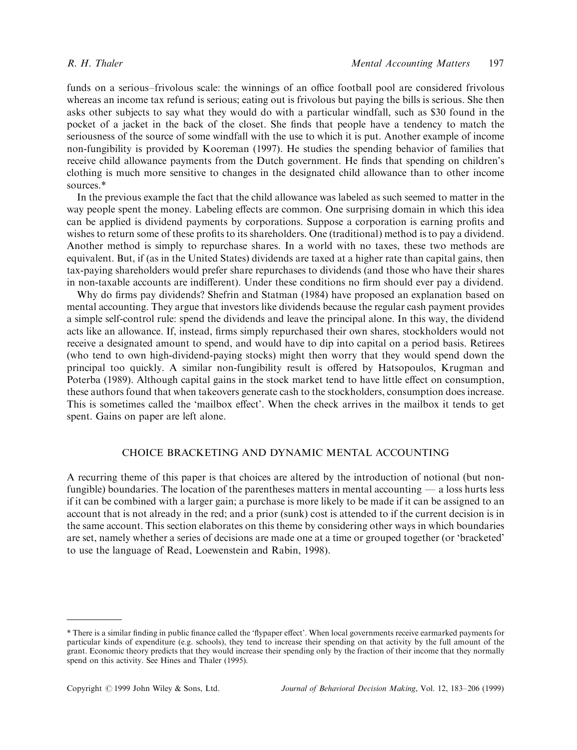funds on a serious–frivolous scale: the winnings of an office football pool are considered frivolous whereas an income tax refund is serious; eating out is frivolous but paying the bills is serious. She then asks other subjects to say what they would do with a particular windfall, such as $30 found in the pocket of a jacket in the back of the closet. She finds that people have a tendency to match the seriousness of the source of some windfall with the use to which it is put. Another example of income non-fungibility is provided by Kooreman (1997). He studies the spending behavior of families that receive child allowance payments from the Dutch government. He finds that spending on children's clothing is much more sensitive to changes in the designated child allowance than to other income sources.*

In the previous example the fact that the child allowance was labeled as such seemed to matter in the way people spent the money. Labeling effects are common. One surprising domain in which this idea can be applied is dividend payments by corporations. Suppose a corporation is earning profits and wishes to return some of these profits to its shareholders. One (traditional) method is to pay a dividend. Another method is simply to repurchase shares. In a world with no taxes, these two methods are equivalent. But, if (as in the United States) dividends are taxed at a higher rate than capital gains, then tax-paying shareholders would prefer share repurchases to dividends (and those who have their shares in non-taxable accounts are indifferent). Under these conditions no firm should ever pay a dividend.

Why do firms pay dividends? Shefrin and Statman (1984) have proposed an explanation based on mental accounting. They argue that investors like dividends because the regular cash payment provides a simple self-control rule: spend the dividends and leave the principal alone. In this way, the dividend acts like an allowance. If, instead, firms simply repurchased their own shares, stockholders would not receive a designated amount to spend, and would have to dip into capital on a period basis. Retirees (who tend to own high-dividend-paying stocks) might then worry that they would spend down the principal too quickly. A similar non-fungibility result is offered by Hatsopoulos, Krugman and Poterba (1989). Although capital gains in the stock market tend to have little effect on consumption, these authors found that when takeovers generate cash to the stockholders, consumption does increase. This is sometimes called the 'mailbox effect'. When the check arrives in the mailbox it tends to get spent. Gains on paper are left alone.

## CHOICE BRACKETING AND DYNAMIC MENTAL ACCOUNTING

A recurring theme of this paper is that choices are altered by the introduction of notional (but non-fungible) boundaries. The location of the parentheses matters in mental accounting — a loss hurts less if it can be combined with a larger gain; a purchase is more likely to be made if it can be assigned to an account that is not already in the red; and a prior (sunk) cost is attended to if the current decision is in the same account. This section elaborates on this theme by considering other ways in which boundaries are set, namely whether a series of decisions are made one at a time or grouped together (or 'bracketed' to use the language of Read, Loewenstein and Rabin, 1998).

---

* There is a similar finding in public finance called the 'flypaper effect'. When local governments receive earmarked payments for particular kinds of expenditure (e.g. schools), they tend to increase their spending on that activity by the full amount of the grant. Economic theory predicts that they would increase their spending only by the fraction of their income that they normally spend on this activity. See Hines and Thaler (1995).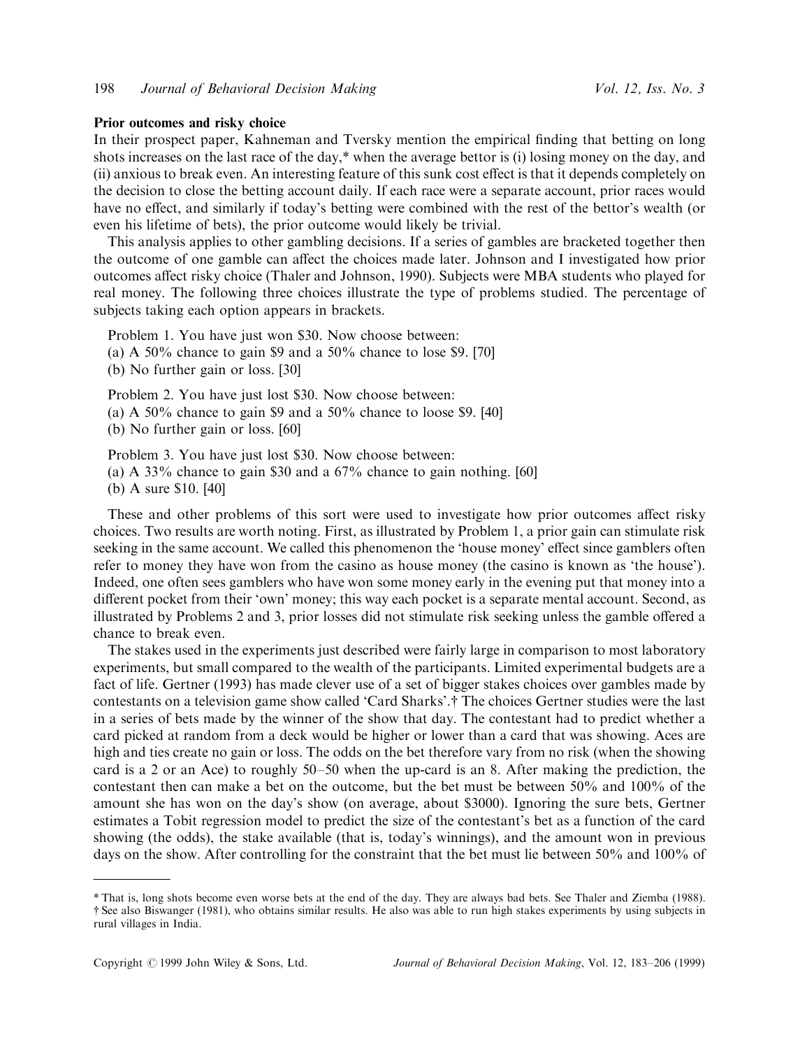**Prior outcomes and risky choice**

In their prospect paper, Kahneman and Tversky mention the empirical finding that betting on long shots increases on the last race of the day,* when the average bettor is (i) losing money on the day, and (ii) anxious to break even. An interesting feature of this sunk cost effect is that it depends completely on the decision to close the betting account daily. If each race were a separate account, prior races would have no effect, and similarly if today's betting were combined with the rest of the bettor's wealth (or even his lifetime of bets), the prior outcome would likely be trivial.

This analysis applies to other gambling decisions. If a series of gambles are bracketed together then the outcome of one gamble can affect the choices made later. Johnson and I investigated how prior outcomes affect risky choice (Thaler and Johnson, 1990). Subjects were MBA students who played for real money. The following three choices illustrate the type of problems studied. The percentage of subjects taking each option appears in brackets.

Problem 1. You have just won $30. Now choose between:
(a) A 50% chance to gain $9 and a 50% chance to lose $9. [70]
(b) No further gain or loss. [30]

Problem 2. You have just lost $30. Now choose between:
(a) A 50% chance to gain $9 and a 50% chance to loose $9. [40]
(b) No further gain or loss. [60]

Problem 3. You have just lost $30. Now choose between:
(a) A 33% chance to gain $30 and a 67% chance to gain nothing. [60]
(b) A sure $10. [40]

These and other problems of this sort were used to investigate how prior outcomes affect risky choices. Two results are worth noting. First, as illustrated by Problem 1, a prior gain can stimulate risk seeking in the same account. We called this phenomenon the 'house money' effect since gamblers often refer to money they have won from the casino as house money (the casino is known as 'the house'). Indeed, one often sees gamblers who have won some money early in the evening put that money into a different pocket from their 'own' money; this way each pocket is a separate mental account. Second, as illustrated by Problems 2 and 3, prior losses did not stimulate risk seeking unless the gamble offered a chance to break even.

The stakes used in the experiments just described were fairly large in comparison to most laboratory experiments, but small compared to the wealth of the participants. Limited experimental budgets are a fact of life. Gertner (1993) has made clever use of a set of bigger stakes choices over gambles made by contestants on a television game show called 'Card Sharks'.† The choices Gertner studies were the last in a series of bets made by the winner of the show that day. The contestant had to predict whether a card picked at random from a deck would be higher or lower than a card that was showing. Aces are high and ties create no gain or loss. The odds on the bet therefore vary from no risk (when the showing card is a 2 or an Ace) to roughly 50–50 when the up-card is an 8. After making the prediction, the contestant then can make a bet on the outcome, but the bet must be between 50% and 100% of the amount she has won on the day's show (on average, about $3000). Ignoring the sure bets, Gertner estimates a Tobit regression model to predict the size of the contestant's bet as a function of the card showing (the odds), the stake available (that is, today's winnings), and the amount won in previous days on the show. After controlling for the constraint that the bet must lie between 50% and 100% of

---

* That is, long shots become even worse bets at the end of the day. They are always bad bets. See Thaler and Ziemba (1988).

† See also Biswanger (1981), who obtains similar results. He also was able to run high stakes experiments by using subjects in rural villages in India.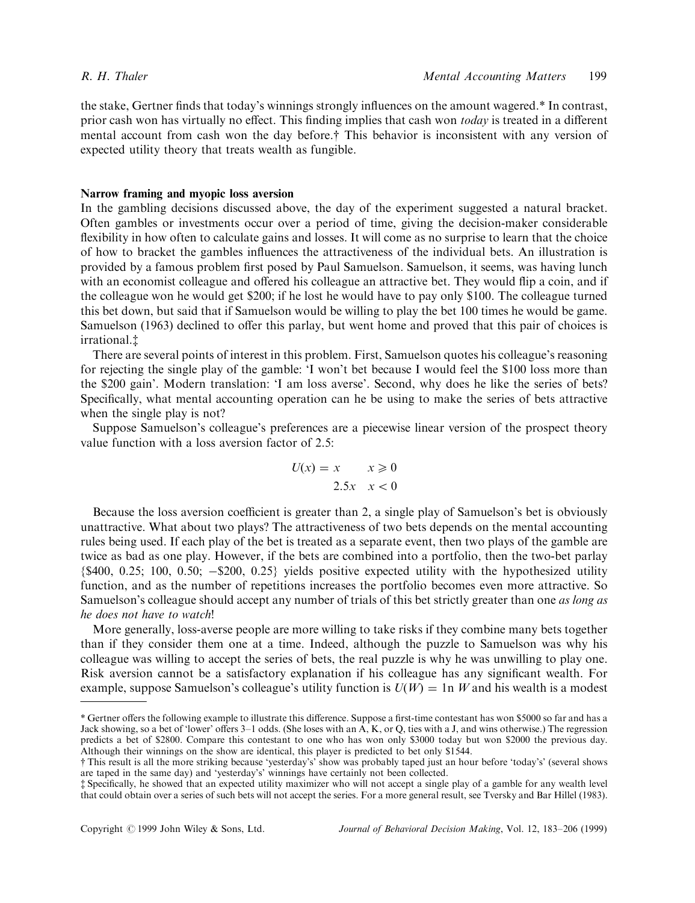the stake, Gertner finds that today's winnings strongly influences on the amount wagered.* In contrast, prior cash won has virtually no effect. This finding implies that cash won *today* is treated in a different mental account from cash won the day before.† This behavior is inconsistent with any version of expected utility theory that treats wealth as fungible.

**Narrow framing and myopic loss aversion**

In the gambling decisions discussed above, the day of the experiment suggested a natural bracket. Often gambles or investments occur over a period of time, giving the decision-maker considerable flexibility in how often to calculate gains and losses. It will come as no surprise to learn that the choice of how to bracket the gambles influences the attractiveness of the individual bets. An illustration is provided by a famous problem first posed by Paul Samuelson. Samuelson, it seems, was having lunch with an economist colleague and offered his colleague an attractive bet. They would flip a coin, and if the colleague won he would get \$200; if he lost he would have to pay only \$100. The colleague turned this bet down, but said that if Samuelson would be willing to play the bet 100 times he would be game. Samuelson (1963) declined to offer this parlay, but went home and proved that this pair of choices is irrational.‡

There are several points of interest in this problem. First, Samuelson quotes his colleague's reasoning for rejecting the single play of the gamble: 'I won't bet because I would feel the \$100 loss more than the \$200 gain'. Modern translation: 'I am loss averse'. Second, why does he like the series of bets? Specifically, what mental accounting operation can he be using to make the series of bets attractive when the single play is not?

Suppose Samuelson's colleague's preferences are a piecewise linear version of the prospect theory value function with a loss aversion factor of 2.5:

$$U(x) = \begin{cases} x & x \geqslant 0 \\ 2.5x & x < 0 \end{cases}$$

Because the loss aversion coefficient is greater than 2, a single play of Samuelson's bet is obviously unattractive. What about two plays? The attractiveness of two bets depends on the mental accounting rules being used. If each play of the bet is treated as a separate event, then two plays of the gamble are twice as bad as one play. However, if the bets are combined into a portfolio, then the two-bet parlay {\$400, 0.25; 100, 0.50; −\$200, 0.25} yields positive expected utility with the hypothesized utility function, and as the number of repetitions increases the portfolio becomes even more attractive. So Samuelson's colleague should accept any number of trials of this bet strictly greater than one *as long as he does not have to watch*!

More generally, loss-averse people are more willing to take risks if they combine many bets together than if they consider them one at a time. Indeed, although the puzzle to Samuelson was why his colleague was willing to accept the series of bets, the real puzzle is why he was unwilling to play one. Risk aversion cannot be a satisfactory explanation if his colleague has any significant wealth. For example, suppose Samuelson's colleague's utility function is $U(W) = \ln W$ and his wealth is a modest

---

\* Gertner offers the following example to illustrate this difference. Suppose a first-time contestant has won \$5000 so far and has a Jack showing, so a bet of 'lower' offers 3–1 odds. (She loses with an A, K, or Q, ties with a J, and wins otherwise.) The regression predicts a bet of \$2800. Compare this contestant to one who has won only \$3000 today but won \$2000 the previous day. Although their winnings on the show are identical, this player is predicted to bet only \$1544.

† This result is all the more striking because 'yesterday's' show was probably taped just an hour before 'today's' (several shows are taped in the same day) and 'yesterday's' winnings have certainly not been collected.

‡ Specifically, he showed that an expected utility maximizer who will not accept a single play of a gamble for any wealth level that could obtain over a series of such bets will not accept the series. For a more general result, see Tversky and Bar Hillel (1983).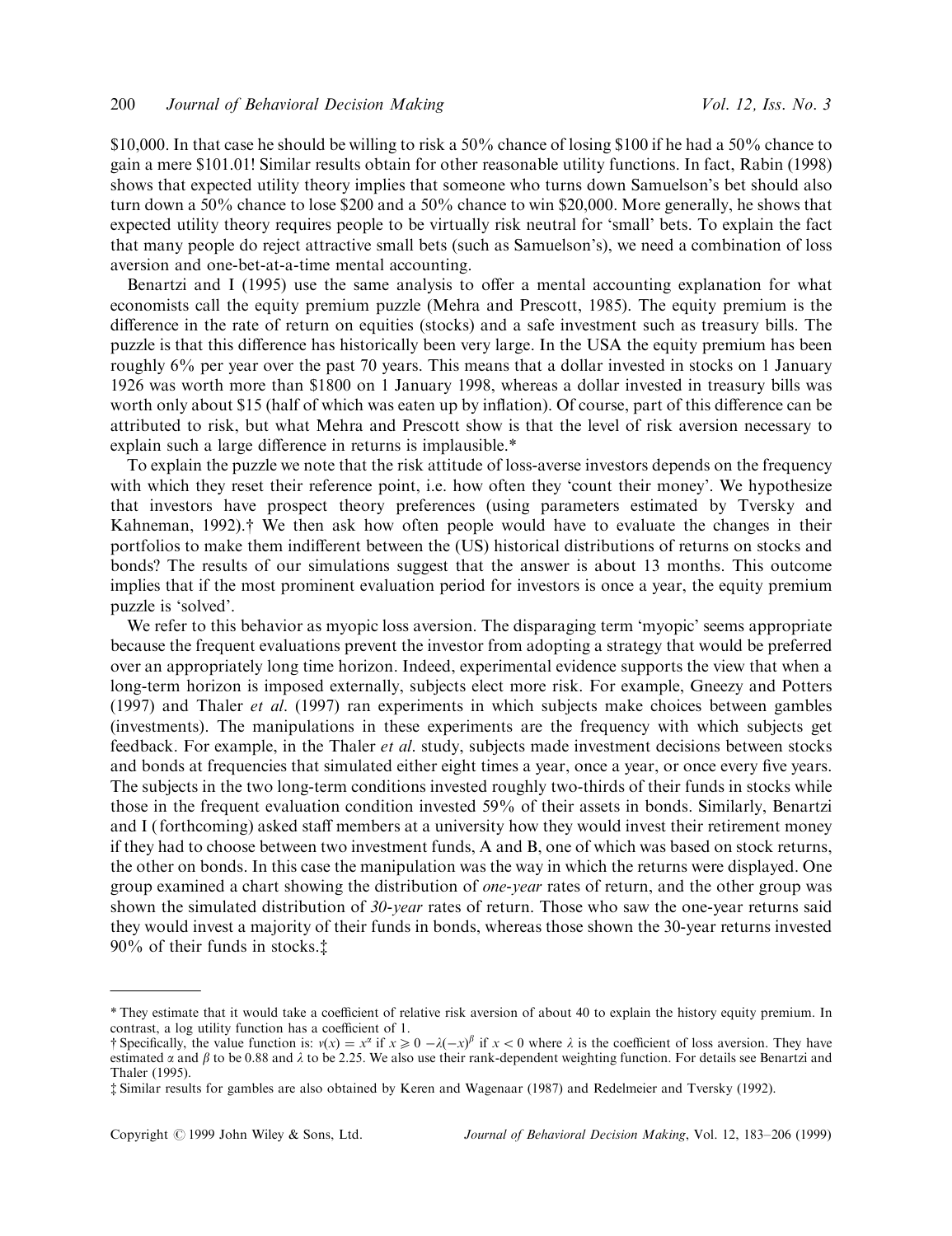$10,000. In that case he should be willing to risk a 50% chance of losing $100 if he had a 50% chance to gain a mere $101.01! Similar results obtain for other reasonable utility functions. In fact, Rabin (1998) shows that expected utility theory implies that someone who turns down Samuelson's bet should also turn down a 50% chance to lose $200 and a 50% chance to win $20,000. More generally, he shows that expected utility theory requires people to be virtually risk neutral for 'small' bets. To explain the fact that many people do reject attractive small bets (such as Samuelson's), we need a combination of loss aversion and one-bet-at-a-time mental accounting.

Benartzi and I (1995) use the same analysis to offer a mental accounting explanation for what economists call the equity premium puzzle (Mehra and Prescott, 1985). The equity premium is the difference in the rate of return on equities (stocks) and a safe investment such as treasury bills. The puzzle is that this difference has historically been very large. In the USA the equity premium has been roughly 6% per year over the past 70 years. This means that a dollar invested in stocks on 1 January 1926 was worth more than $1800 on 1 January 1998, whereas a dollar invested in treasury bills was worth only about $15 (half of which was eaten up by inflation). Of course, part of this difference can be attributed to risk, but what Mehra and Prescott show is that the level of risk aversion necessary to explain such a large difference in returns is implausible.*

To explain the puzzle we note that the risk attitude of loss-averse investors depends on the frequency with which they reset their reference point, i.e. how often they 'count their money'. We hypothesize that investors have prospect theory preferences (using parameters estimated by Tversky and Kahneman, 1992).† We then ask how often people would have to evaluate the changes in their portfolios to make them indifferent between the (US) historical distributions of returns on stocks and bonds? The results of our simulations suggest that the answer is about 13 months. This outcome implies that if the most prominent evaluation period for investors is once a year, the equity premium puzzle is 'solved'.

We refer to this behavior as myopic loss aversion. The disparaging term 'myopic' seems appropriate because the frequent evaluations prevent the investor from adopting a strategy that would be preferred over an appropriately long time horizon. Indeed, experimental evidence supports the view that when a long-term horizon is imposed externally, subjects elect more risk. For example, Gneezy and Potters (1997) and Thaler *et al.* (1997) ran experiments in which subjects make choices between gambles (investments). The manipulations in these experiments are the frequency with which subjects get feedback. For example, in the Thaler *et al.* study, subjects made investment decisions between stocks and bonds at frequencies that simulated either eight times a year, once a year, or once every five years. The subjects in the two long-term conditions invested roughly two-thirds of their funds in stocks while those in the frequent evaluation condition invested 59% of their assets in bonds. Similarly, Benartzi and I (forthcoming) asked staff members at a university how they would invest their retirement money if they had to choose between two investment funds, A and B, one of which was based on stock returns, the other on bonds. In this case the manipulation was the way in which the returns were displayed. One group examined a chart showing the distribution of *one-year* rates of return, and the other group was shown the simulated distribution of *30-year* rates of return. Those who saw the one-year returns said they would invest a majority of their funds in bonds, whereas those shown the 30-year returns invested 90% of their funds in stocks.‡

---

* They estimate that it would take a coefficient of relative risk aversion of about 40 to explain the history equity premium. In contrast, a log utility function has a coefficient of 1.

† Specifically, the value function is: $v(x) = x^{\alpha}$ if $x \geqslant 0$ $-\lambda(-x)^{\beta}$ if $x < 0$ where $\lambda$ is the coefficient of loss aversion. They have estimated $\alpha$ and $\beta$ to be 0.88 and $\lambda$ to be 2.25. We also use their rank-dependent weighting function. For details see Benartzi and Thaler (1995).

‡ Similar results for gambles are also obtained by Keren and Wagenaar (1987) and Redelmeier and Tversky (1992).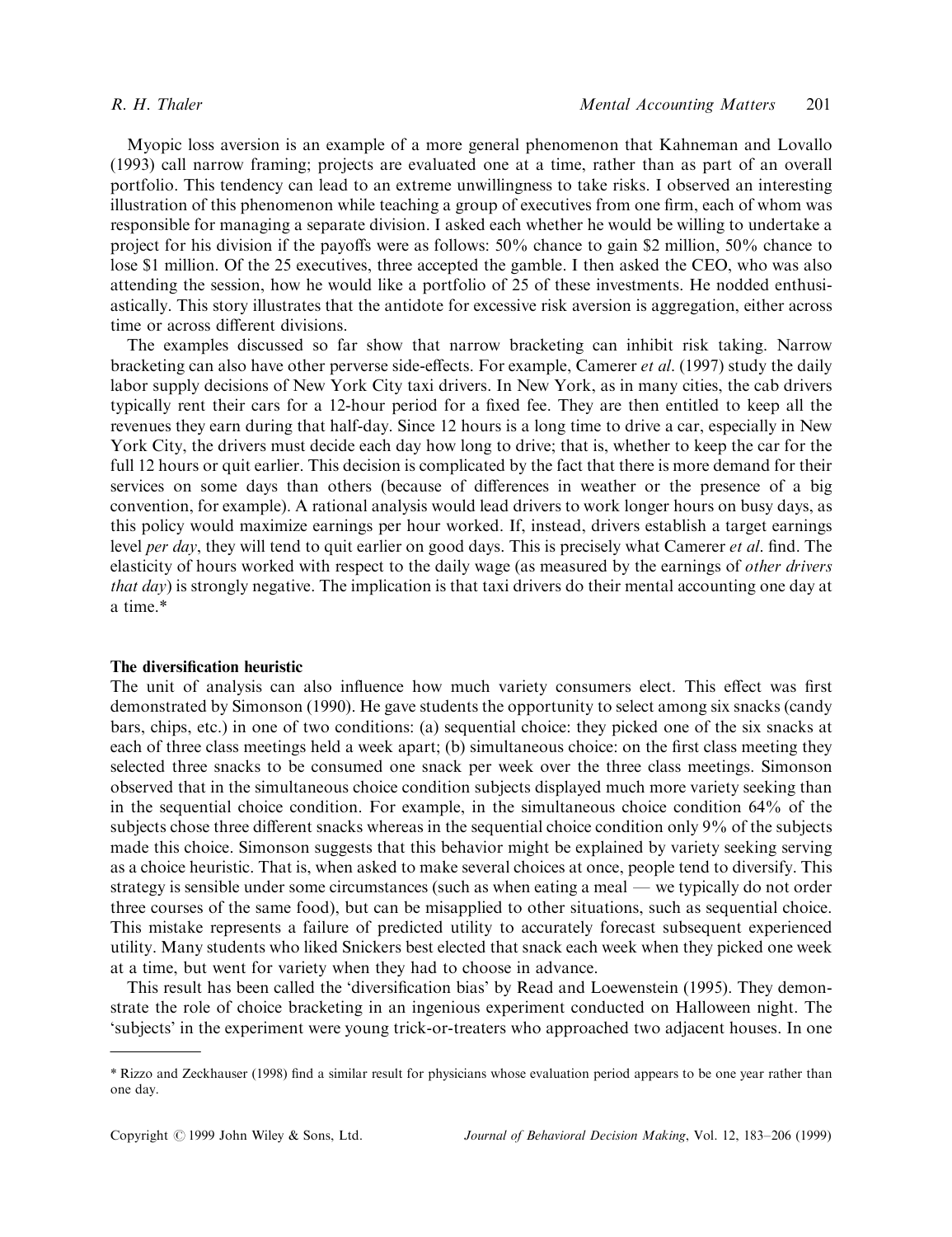Myopic loss aversion is an example of a more general phenomenon that Kahneman and Lovallo (1993) call narrow framing; projects are evaluated one at a time, rather than as part of an overall portfolio. This tendency can lead to an extreme unwillingness to take risks. I observed an interesting illustration of this phenomenon while teaching a group of executives from one firm, each of whom was responsible for managing a separate division. I asked each whether he would be willing to undertake a project for his division if the payoffs were as follows: 50% chance to gain $2 million, 50% chance to lose $1 million. Of the 25 executives, three accepted the gamble. I then asked the CEO, who was also attending the session, how he would like a portfolio of 25 of these investments. He nodded enthusiastically. This story illustrates that the antidote for excessive risk aversion is aggregation, either across time or across different divisions.

The examples discussed so far show that narrow bracketing can inhibit risk taking. Narrow bracketing can also have other perverse side-effects. For example, Camerer *et al.* (1997) study the daily labor supply decisions of New York City taxi drivers. In New York, as in many cities, the cab drivers typically rent their cars for a 12-hour period for a fixed fee. They are then entitled to keep all the revenues they earn during that half-day. Since 12 hours is a long time to drive a car, especially in New York City, the drivers must decide each day how long to drive; that is, whether to keep the car for the full 12 hours or quit earlier. This decision is complicated by the fact that there is more demand for their services on some days than others (because of differences in weather or the presence of a big convention, for example). A rational analysis would lead drivers to work longer hours on busy days, as this policy would maximize earnings per hour worked. If, instead, drivers establish a target earnings level *per day*, they will tend to quit earlier on good days. This is precisely what Camerer *et al.* find. The elasticity of hours worked with respect to the daily wage (as measured by the earnings of *other drivers that day*) is strongly negative. The implication is that taxi drivers do their mental accounting one day at a time.*

### The diversification heuristic

The unit of analysis can also influence how much variety consumers elect. This effect was first demonstrated by Simonson (1990). He gave students the opportunity to select among six snacks (candy bars, chips, etc.) in one of two conditions: (a) sequential choice: they picked one of the six snacks at each of three class meetings held a week apart; (b) simultaneous choice: on the first class meeting they selected three snacks to be consumed one snack per week over the three class meetings. Simonson observed that in the simultaneous choice condition subjects displayed much more variety seeking than in the sequential choice condition. For example, in the simultaneous choice condition 64% of the subjects chose three different snacks whereas in the sequential choice condition only 9% of the subjects made this choice. Simonson suggests that this behavior might be explained by variety seeking serving as a choice heuristic. That is, when asked to make several choices at once, people tend to diversify. This strategy is sensible under some circumstances (such as when eating a meal — we typically do not order three courses of the same food), but can be misapplied to other situations, such as sequential choice. This mistake represents a failure of predicted utility to accurately forecast subsequent experienced utility. Many students who liked Snickers best elected that snack each week when they picked one week at a time, but went for variety when they had to choose in advance.

This result has been called the 'diversification bias' by Read and Loewenstein (1995). They demonstrate the role of choice bracketing in an ingenious experiment conducted on Halloween night. The 'subjects' in the experiment were young trick-or-treaters who approached two adjacent houses. In one

---

* Rizzo and Zeckhauser (1998) find a similar result for physicians whose evaluation period appears to be one year rather than one day.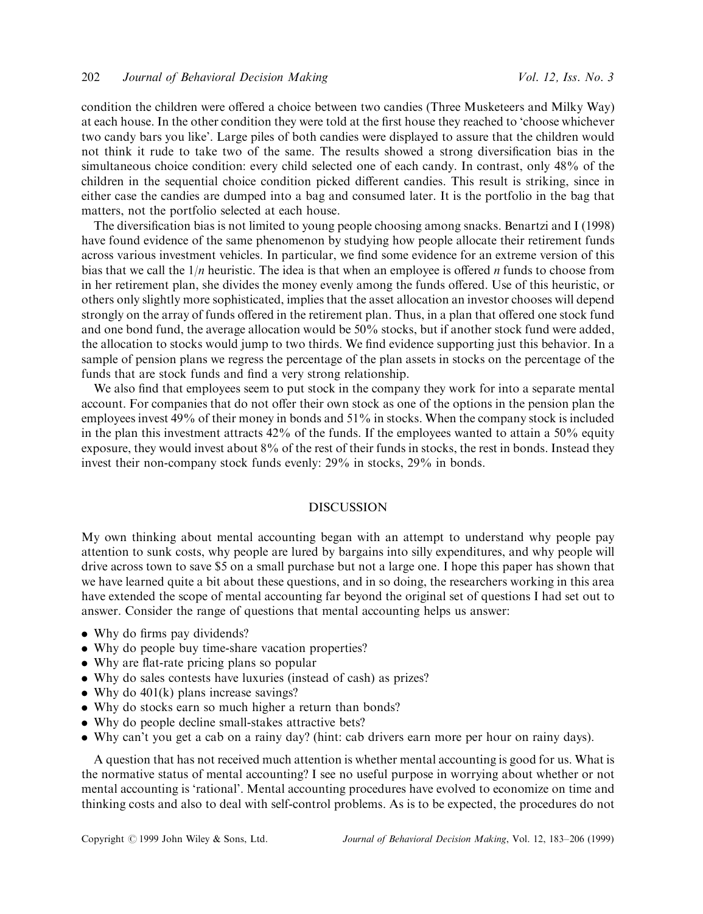condition the children were offered a choice between two candies (Three Musketeers and Milky Way) at each house. In the other condition they were told at the first house they reached to 'choose whichever two candy bars you like'. Large piles of both candies were displayed to assure that the children would not think it rude to take two of the same. The results showed a strong diversification bias in the simultaneous choice condition: every child selected one of each candy. In contrast, only 48% of the children in the sequential choice condition picked different candies. This result is striking, since in either case the candies are dumped into a bag and consumed later. It is the portfolio in the bag that matters, not the portfolio selected at each house.

The diversification bias is not limited to young people choosing among snacks. Benartzi and I (1998) have found evidence of the same phenomenon by studying how people allocate their retirement funds across various investment vehicles. In particular, we find some evidence for an extreme version of this bias that we call the $1/n$ heuristic. The idea is that when an employee is offered $n$ funds to choose from in her retirement plan, she divides the money evenly among the funds offered. Use of this heuristic, or others only slightly more sophisticated, implies that the asset allocation an investor chooses will depend strongly on the array of funds offered in the retirement plan. Thus, in a plan that offered one stock fund and one bond fund, the average allocation would be 50% stocks, but if another stock fund were added, the allocation to stocks would jump to two thirds. We find evidence supporting just this behavior. In a sample of pension plans we regress the percentage of the plan assets in stocks on the percentage of the funds that are stock funds and find a very strong relationship.

We also find that employees seem to put stock in the company they work for into a separate mental account. For companies that do not offer their own stock as one of the options in the pension plan the employees invest 49% of their money in bonds and 51% in stocks. When the company stock is included in the plan this investment attracts 42% of the funds. If the employees wanted to attain a 50% equity exposure, they would invest about 8% of the rest of their funds in stocks, the rest in bonds. Instead they invest their non-company stock funds evenly: 29% in stocks, 29% in bonds.

## DISCUSSION

My own thinking about mental accounting began with an attempt to understand why people pay attention to sunk costs, why people are lured by bargains into silly expenditures, and why people will drive across town to save $5 on a small purchase but not a large one. I hope this paper has shown that we have learned quite a bit about these questions, and in so doing, the researchers working in this area have extended the scope of mental accounting far beyond the original set of questions I had set out to answer. Consider the range of questions that mental accounting helps us answer:

- Why do firms pay dividends?
- Why do people buy time-share vacation properties?
- Why are flat-rate pricing plans so popular
- Why do sales contests have luxuries (instead of cash) as prizes?
- Why do 401(k) plans increase savings?
- Why do stocks earn so much higher a return than bonds?
- Why do people decline small-stakes attractive bets?
- Why can't you get a cab on a rainy day? (hint: cab drivers earn more per hour on rainy days).

A question that has not received much attention is whether mental accounting is good for us. What is the normative status of mental accounting? I see no useful purpose in worrying about whether or not mental accounting is 'rational'. Mental accounting procedures have evolved to economize on time and thinking costs and also to deal with self-control problems. As is to be expected, the procedures do not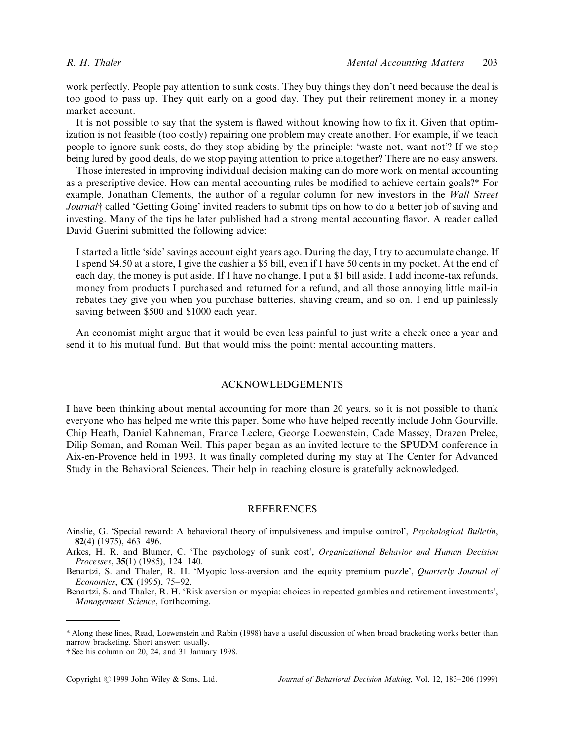work perfectly. People pay attention to sunk costs. They buy things they don't need because the deal is too good to pass up. They quit early on a good day. They put their retirement money in a money market account.

It is not possible to say that the system is flawed without knowing how to fix it. Given that optimization is not feasible (too costly) repairing one problem may create another. For example, if we teach people to ignore sunk costs, do they stop abiding by the principle: 'waste not, want not'? If we stop being lured by good deals, do we stop paying attention to price altogether? There are no easy answers.

Those interested in improving individual decision making can do more work on mental accounting as a prescriptive device. How can mental accounting rules be modified to achieve certain goals?* For example, Jonathan Clements, the author of a regular column for new investors in the *Wall Street Journal*† called 'Getting Going' invited readers to submit tips on how to do a better job of saving and investing. Many of the tips he later published had a strong mental accounting flavor. A reader called David Guerini submitted the following advice:

> I started a little 'side' savings account eight years ago. During the day, I try to accumulate change. If I spend $4.50 at a store, I give the cashier a $5 bill, even if I have 50 cents in my pocket. At the end of each day, the money is put aside. If I have no change, I put a $1 bill aside. I add income-tax refunds, money from products I purchased and returned for a refund, and all those annoying little mail-in rebates they give you when you purchase batteries, shaving cream, and so on. I end up painlessly saving between $500 and $1000 each year.

An economist might argue that it would be even less painful to just write a check once a year and send it to his mutual fund. But that would miss the point: mental accounting matters.

## ACKNOWLEDGEMENTS

I have been thinking about mental accounting for more than 20 years, so it is not possible to thank everyone who has helped me write this paper. Some who have helped recently include John Gourville, Chip Heath, Daniel Kahneman, France Leclerc, George Loewenstein, Cade Massey, Drazen Prelec, Dilip Soman, and Roman Weil. This paper began as an invited lecture to the SPUDM conference in Aix-en-Provence held in 1993. It was finally completed during my stay at The Center for Advanced Study in the Behavioral Sciences. Their help in reaching closure is gratefully acknowledged.

## REFERENCES

Ainslie, G. 'Special reward: A behavioral theory of impulsiveness and impulse control', *Psychological Bulletin*, **82**(4) (1975), 463–496.

Arkes, H. R. and Blumer, C. 'The psychology of sunk cost', *Organizational Behavior and Human Decision Processes*, **35**(1) (1985), 124–140.

Benartzi, S. and Thaler, R. H. 'Myopic loss-aversion and the equity premium puzzle', *Quarterly Journal of Economics*, **CX** (1995), 75–92.

Benartzi, S. and Thaler, R. H. 'Risk aversion or myopia: choices in repeated gambles and retirement investments', *Management Science*, forthcoming.

---

\* Along these lines, Read, Loewenstein and Rabin (1998) have a useful discussion of when broad bracketing works better than narrow bracketing. Short answer: usually.

† See his column on 20, 24, and 31 January 1998.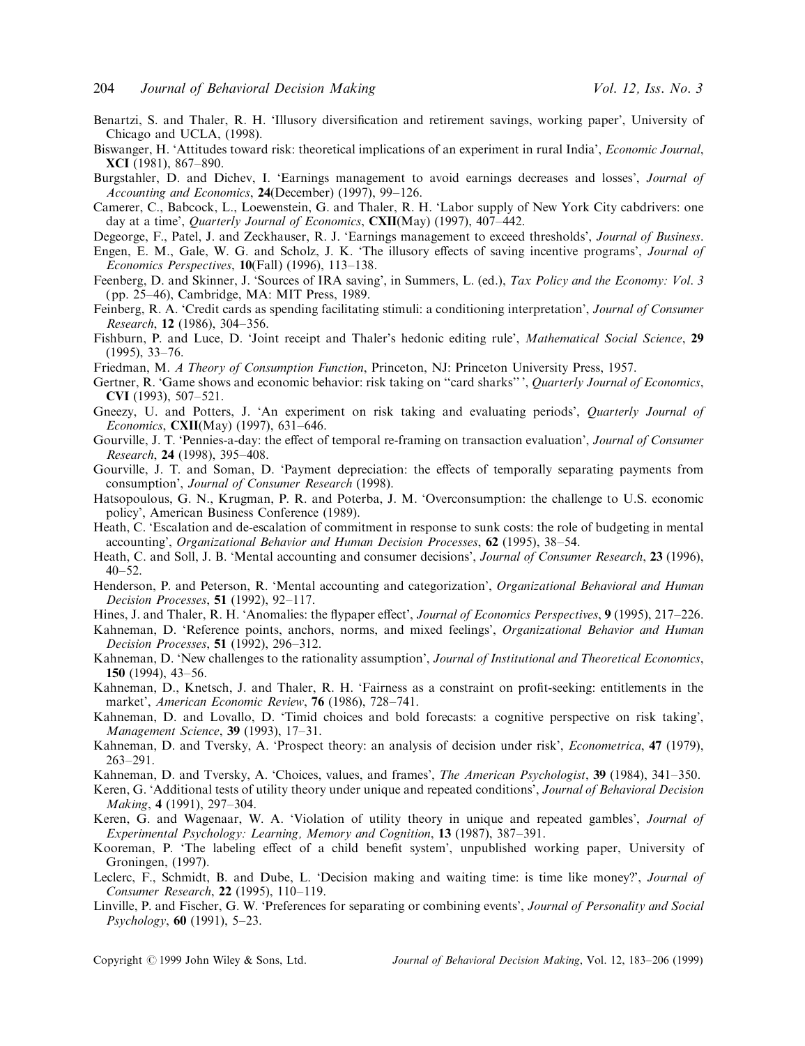Benartzi, S. and Thaler, R. H. 'Illusory diversification and retirement savings, working paper', University of Chicago and UCLA, (1998).

Biswanger, H. 'Attitudes toward risk: theoretical implications of an experiment in rural India', *Economic Journal*, **XCI** (1981), 867–890.

Burgstahler, D. and Dichev, I. 'Earnings management to avoid earnings decreases and losses', *Journal of Accounting and Economics*, **24**(December) (1997), 99–126.

Camerer, C., Babcock, L., Loewenstein, G. and Thaler, R. H. 'Labor supply of New York City cabdrivers: one day at a time', *Quarterly Journal of Economics*, **CXII**(May) (1997), 407–442.

Degeorge, F., Patel, J. and Zeckhauser, R. J. 'Earnings management to exceed thresholds', *Journal of Business*.

Engen, E. M., Gale, W. G. and Scholz, J. K. 'The illusory effects of saving incentive programs', *Journal of Economics Perspectives*, **10**(Fall) (1996), 113–138.

Feenberg, D. and Skinner, J. 'Sources of IRA saving', in Summers, L. (ed.), *Tax Policy and the Economy: Vol. 3* (pp. 25–46), Cambridge, MA: MIT Press, 1989.

Feinberg, R. A. 'Credit cards as spending facilitating stimuli: a conditioning interpretation', *Journal of Consumer Research*, **12** (1986), 304–356.

Fishburn, P. and Luce, D. 'Joint receipt and Thaler's hedonic editing rule', *Mathematical Social Science*, **29** (1995), 33–76.

Friedman, M. *A Theory of Consumption Function*, Princeton, NJ: Princeton University Press, 1957.

Gertner, R. 'Game shows and economic behavior: risk taking on "card sharks"', *Quarterly Journal of Economics*, **CVI** (1993), 507–521.

Gneezy, U. and Potters, J. 'An experiment on risk taking and evaluating periods', *Quarterly Journal of Economics*, **CXII**(May) (1997), 631–646.

Gourville, J. T. 'Pennies-a-day: the effect of temporal re-framing on transaction evaluation', *Journal of Consumer Research*, **24** (1998), 395–408.

Gourville, J. T. and Soman, D. 'Payment depreciation: the effects of temporally separating payments from consumption', *Journal of Consumer Research* (1998).

Hatsopoulous, G. N., Krugman, P. R. and Poterba, J. M. 'Overconsumption: the challenge to U.S. economic policy', American Business Conference (1989).

Heath, C. 'Escalation and de-escalation of commitment in response to sunk costs: the role of budgeting in mental accounting', *Organizational Behavior and Human Decision Processes*, **62** (1995), 38–54.

Heath, C. and Soll, J. B. 'Mental accounting and consumer decisions', *Journal of Consumer Research*, **23** (1996), 40–52.

Henderson, P. and Peterson, R. 'Mental accounting and categorization', *Organizational Behavioral and Human Decision Processes*, **51** (1992), 92–117.

Hines, J. and Thaler, R. H. 'Anomalies: the flypaper effect', *Journal of Economics Perspectives*, **9** (1995), 217–226.

Kahneman, D. 'Reference points, anchors, norms, and mixed feelings', *Organizational Behavior and Human Decision Processes*, **51** (1992), 296–312.

Kahneman, D. 'New challenges to the rationality assumption', *Journal of Institutional and Theoretical Economics*, **150** (1994), 43–56.

Kahneman, D., Knetsch, J. and Thaler, R. H. 'Fairness as a constraint on profit-seeking: entitlements in the market', *American Economic Review*, **76** (1986), 728–741.

Kahneman, D. and Lovallo, D. 'Timid choices and bold forecasts: a cognitive perspective on risk taking', *Management Science*, **39** (1993), 17–31.

Kahneman, D. and Tversky, A. 'Prospect theory: an analysis of decision under risk', *Econometrica*, **47** (1979), 263–291.

Kahneman, D. and Tversky, A. 'Choices, values, and frames', *The American Psychologist*, **39** (1984), 341–350.

Keren, G. 'Additional tests of utility theory under unique and repeated conditions', *Journal of Behavioral Decision Making*, **4** (1991), 297–304.

Keren, G. and Wagenaar, W. A. 'Violation of utility theory in unique and repeated gambles', *Journal of Experimental Psychology: Learning, Memory and Cognition*, **13** (1987), 387–391.

Kooreman, P. 'The labeling effect of a child benefit system', unpublished working paper, University of Groningen, (1997).

Leclerc, F., Schmidt, B. and Dube, L. 'Decision making and waiting time: is time like money?', *Journal of Consumer Research*, **22** (1995), 110–119.

Linville, P. and Fischer, G. W. 'Preferences for separating or combining events', *Journal of Personality and Social Psychology*, **60** (1991), 5–23.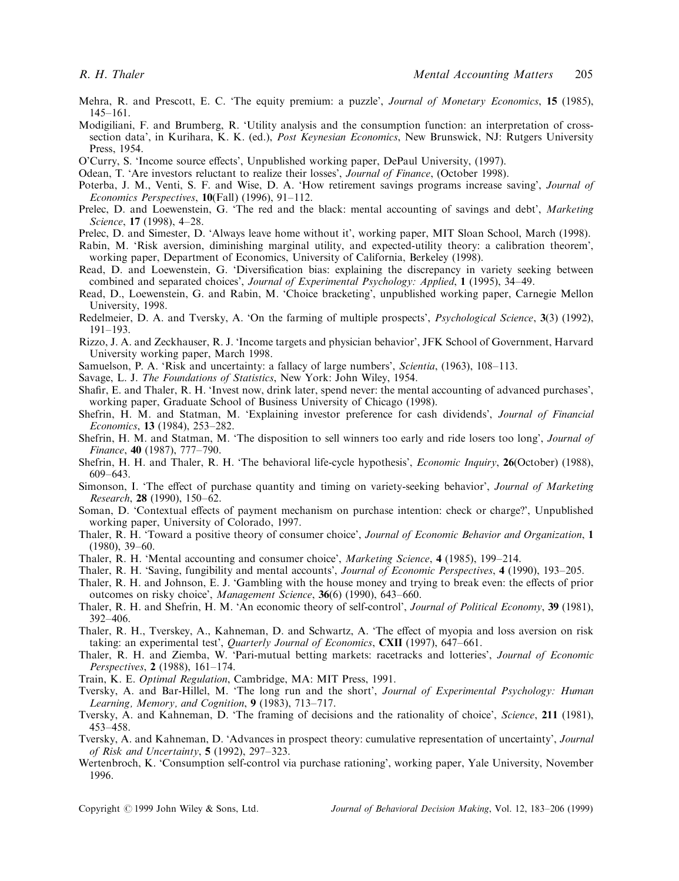Mehra, R. and Prescott, E. C. 'The equity premium: a puzzle', *Journal of Monetary Economics*, **15** (1985), 145–161.

Modigiliani, F. and Brumberg, R. 'Utility analysis and the consumption function: an interpretation of cross-section data', in Kurihara, K. K. (ed.), *Post Keynesian Economics*, New Brunswick, NJ: Rutgers University Press, 1954.

O'Curry, S. 'Income source effects', Unpublished working paper, DePaul University, (1997).

Odean, T. 'Are investors reluctant to realize their losses', *Journal of Finance*, (October 1998).

Poterba, J. M., Venti, S. F. and Wise, D. A. 'How retirement savings programs increase saving', *Journal of Economics Perspectives*, **10**(Fall) (1996), 91–112.

Prelec, D. and Loewenstein, G. 'The red and the black: mental accounting of savings and debt', *Marketing Science*, **17** (1998), 4–28.

Prelec, D. and Simester, D. 'Always leave home without it', working paper, MIT Sloan School, March (1998).

Rabin, M. 'Risk aversion, diminishing marginal utility, and expected-utility theory: a calibration theorem', working paper, Department of Economics, University of California, Berkeley (1998).

Read, D. and Loewenstein, G. 'Diversification bias: explaining the discrepancy in variety seeking between combined and separated choices', *Journal of Experimental Psychology: Applied*, **1** (1995), 34–49.

Read, D., Loewenstein, G. and Rabin, M. 'Choice bracketing', unpublished working paper, Carnegie Mellon University, 1998.

Redelmeier, D. A. and Tversky, A. 'On the farming of multiple prospects', *Psychological Science*, **3**(3) (1992), 191–193.

Rizzo, J. A. and Zeckhauser, R. J. 'Income targets and physician behavior', JFK School of Government, Harvard University working paper, March 1998.

Samuelson, P. A. 'Risk and uncertainty: a fallacy of large numbers', *Scientia*, (1963), 108–113.

Savage, L. J. *The Foundations of Statistics*, New York: John Wiley, 1954.

Shafir, E. and Thaler, R. H. 'Invest now, drink later, spend never: the mental accounting of advanced purchases', working paper, Graduate School of Business University of Chicago (1998).

Shefrin, H. M. and Statman, M. 'Explaining investor preference for cash dividends', *Journal of Financial Economics*, **13** (1984), 253–282.

Shefrin, H. M. and Statman, M. 'The disposition to sell winners too early and ride losers too long', *Journal of Finance*, **40** (1987), 777–790.

Shefrin, H. H. and Thaler, R. H. 'The behavioral life-cycle hypothesis', *Economic Inquiry*, **26**(October) (1988), 609–643.

Simonson, I. 'The effect of purchase quantity and timing on variety-seeking behavior', *Journal of Marketing Research*, **28** (1990), 150–62.

Soman, D. 'Contextual effects of payment mechanism on purchase intention: check or charge?', Unpublished working paper, University of Colorado, 1997.

Thaler, R. H. 'Toward a positive theory of consumer choice', *Journal of Economic Behavior and Organization*, **1** (1980), 39–60.

Thaler, R. H. 'Mental accounting and consumer choice', *Marketing Science*, **4** (1985), 199–214.

Thaler, R. H. 'Saving, fungibility and mental accounts', *Journal of Economic Perspectives*, **4** (1990), 193–205.

Thaler, R. H. and Johnson, E. J. 'Gambling with the house money and trying to break even: the effects of prior outcomes on risky choice', *Management Science*, **36**(6) (1990), 643–660.

Thaler, R. H. and Shefrin, H. M. 'An economic theory of self-control', *Journal of Political Economy*, **39** (1981), 392–406.

Thaler, R. H., Tverskey, A., Kahneman, D. and Schwartz, A. 'The effect of myopia and loss aversion on risk taking: an experimental test', *Quarterly Journal of Economics*, **CXII** (1997), 647–661.

Thaler, R. H. and Ziemba, W. 'Pari-mutual betting markets: racetracks and lotteries', *Journal of Economic Perspectives*, **2** (1988), 161–174.

Train, K. E. *Optimal Regulation*, Cambridge, MA: MIT Press, 1991.

Tversky, A. and Bar-Hillel, M. 'The long run and the short', *Journal of Experimental Psychology: Human Learning, Memory, and Cognition*, **9** (1983), 713–717.

Tversky, A. and Kahneman, D. 'The framing of decisions and the rationality of choice', *Science*, **211** (1981), 453–458.

Tversky, A. and Kahneman, D. 'Advances in prospect theory: cumulative representation of uncertainty', *Journal of Risk and Uncertainty*, **5** (1992), 297–323.

Wertenbroch, K. 'Consumption self-control via purchase rationing', working paper, Yale University, November 1996.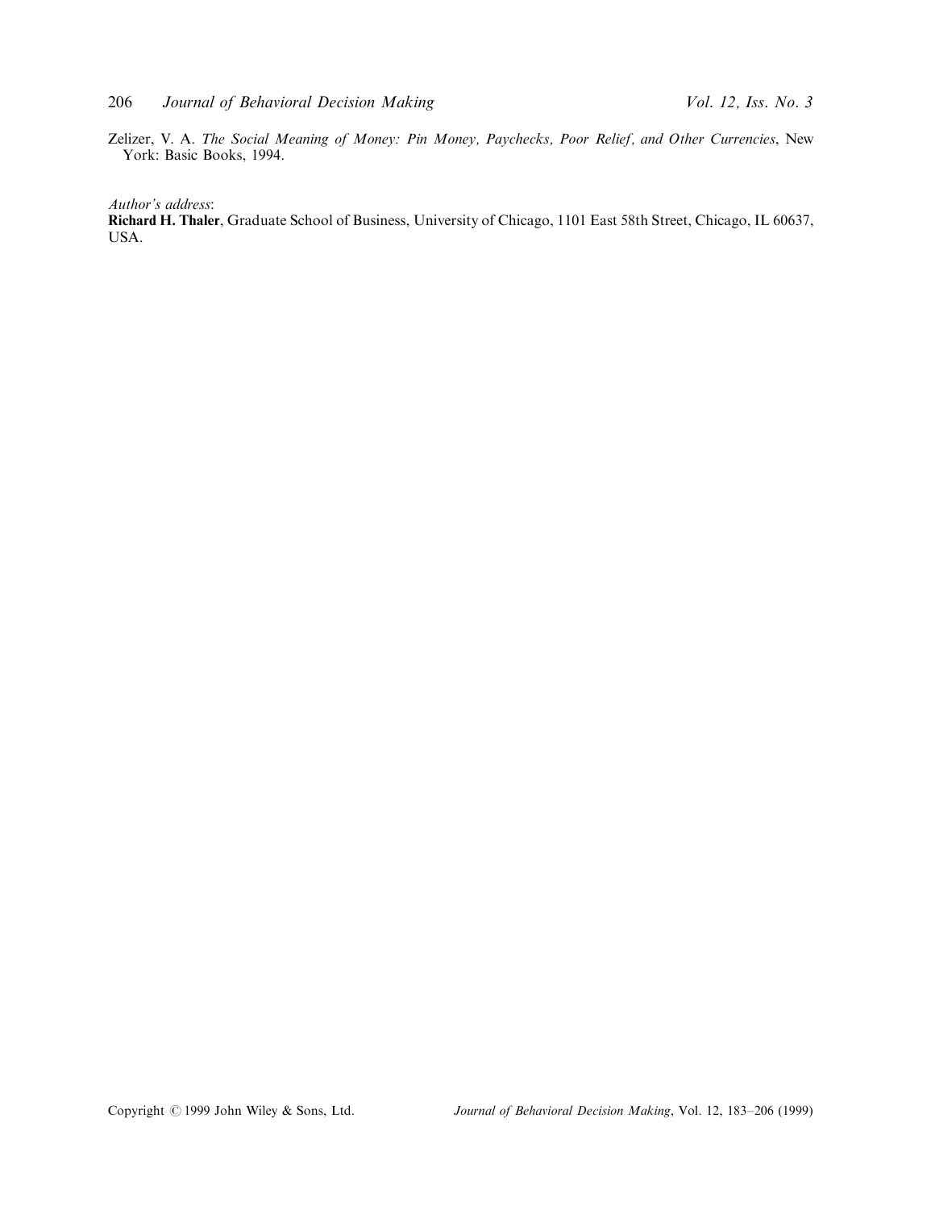Zelizer, V. A. *The Social Meaning of Money: Pin Money, Paychecks, Poor Relief, and Other Currencies*, New York: Basic Books, 1994.

*Author's address*:
**Richard H. Thaler**, Graduate School of Business, University of Chicago, 1101 East 58th Street, Chicago, IL 60637, USA.